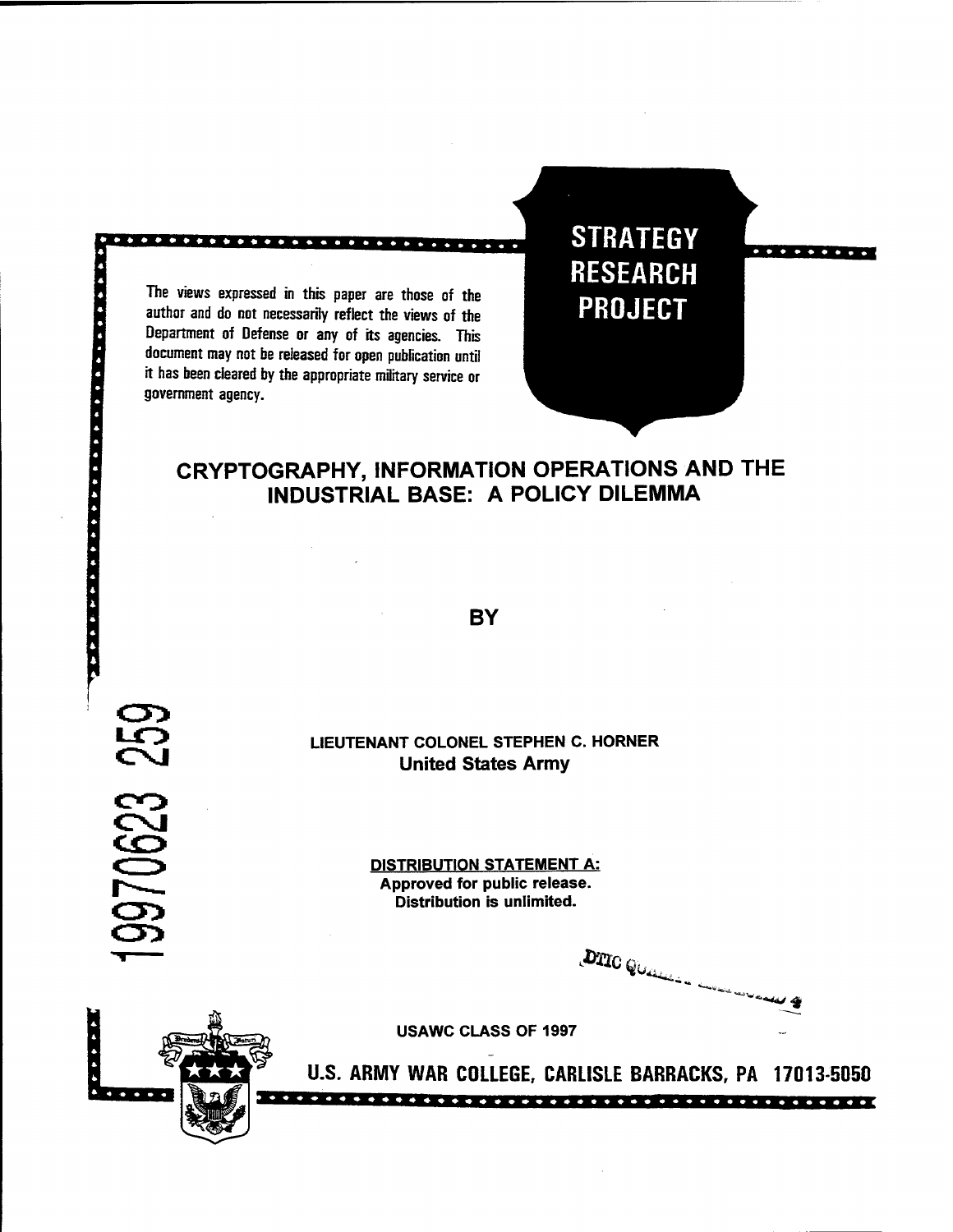The views expressed in this paper are those of the author and do not necessarily reflect the views of the Department of Defense or any of its agencies. This document may not be released for open publication until it has been cleared by the appropriate military service or government agency.

**STRATEGY RESEARCH PROJECT**

# CRYPTOGRAPHY, INFORMATION OPERATIONS AND THE INDUSTRIAL BASE: A POLICY DILEMMA

BY

LIEUTENANT COLONEL STEPHEN C. HORNER
**United States Army**

19970623 259

**DISTRIBUTION STATEMENT A:**
**Approved for public release.**
**Distribution is unlimited.**

DTIC QUALITY INSPECTED 4

USAWC CLASS OF 1997

**U.S. ARMY WAR COLLEGE, CARLISLE BARRACKS, PA 17013-5050**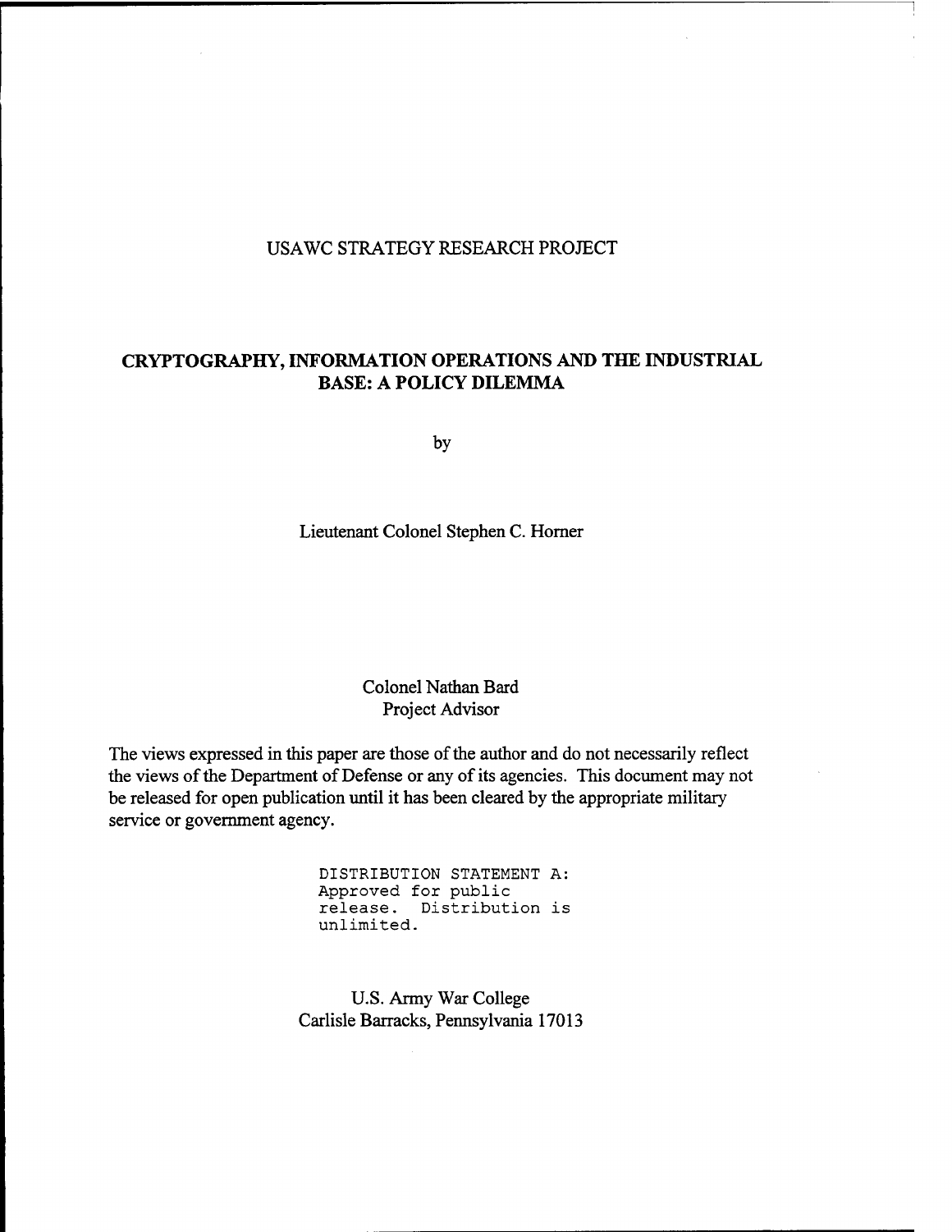USAWC STRATEGY RESEARCH PROJECT

# CRYPTOGRAPHY, INFORMATION OPERATIONS AND THE INDUSTRIAL BASE: A POLICY DILEMMA

by

Lieutenant Colonel Stephen C. Horner

Colonel Nathan Bard
Project Advisor

The views expressed in this paper are those of the author and do not necessarily reflect the views of the Department of Defense or any of its agencies. This document may not be released for open publication until it has been cleared by the appropriate military service or government agency.

DISTRIBUTION STATEMENT A:
Approved for public release. Distribution is unlimited.

U.S. Army War College
Carlisle Barracks, Pennsylvania 17013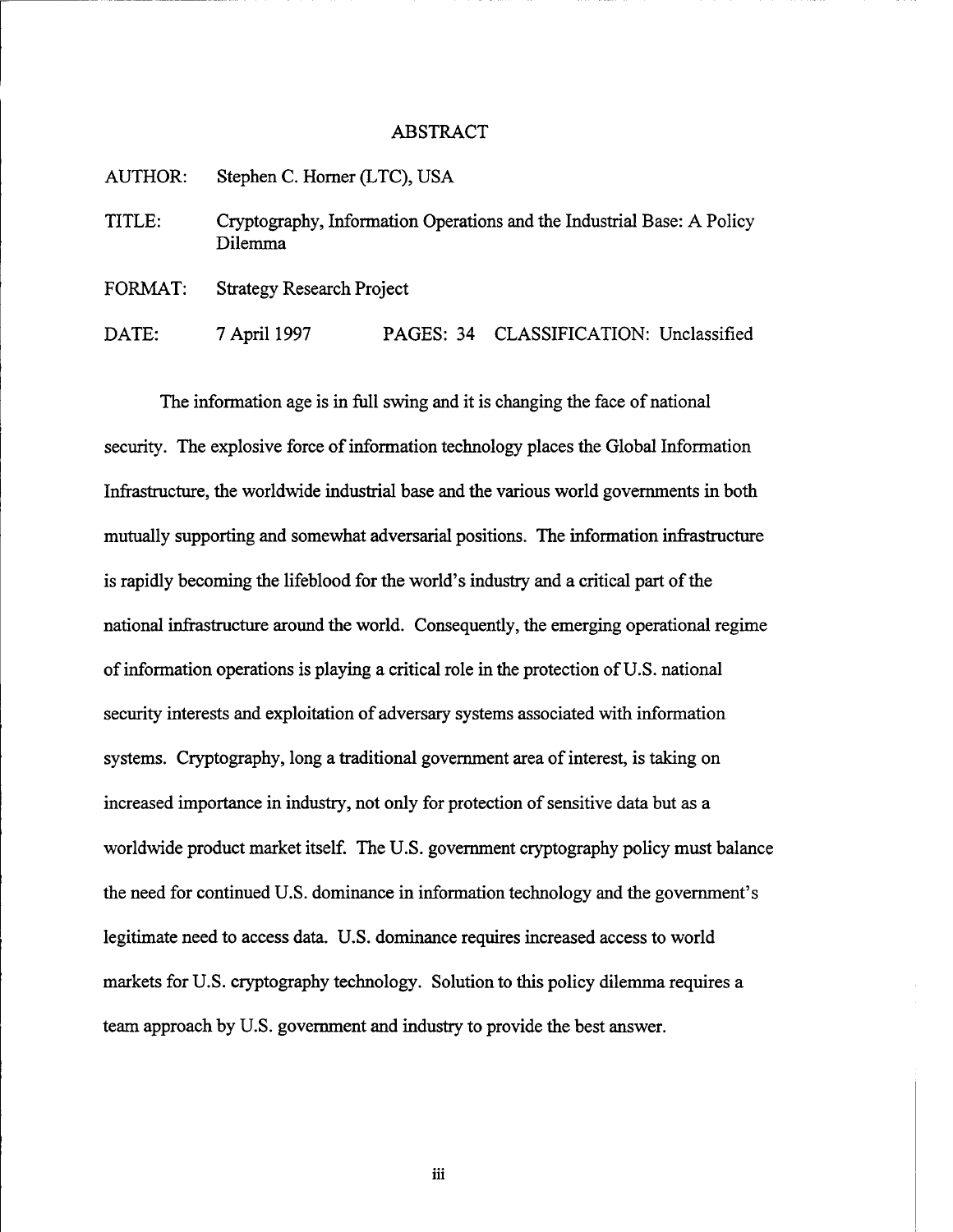# ABSTRACT

AUTHOR: Stephen C. Horner (LTC), USA

TITLE: Cryptography, Information Operations and the Industrial Base: A Policy Dilemma

FORMAT: Strategy Research Project

DATE: 7 April 1997 PAGES: 34 CLASSIFICATION: Unclassified

The information age is in full swing and it is changing the face of national security. The explosive force of information technology places the Global Information Infrastructure, the worldwide industrial base and the various world governments in both mutually supporting and somewhat adversarial positions. The information infrastructure is rapidly becoming the lifeblood for the world's industry and a critical part of the national infrastructure around the world. Consequently, the emerging operational regime of information operations is playing a critical role in the protection of U.S. national security interests and exploitation of adversary systems associated with information systems. Cryptography, long a traditional government area of interest, is taking on increased importance in industry, not only for protection of sensitive data but as a worldwide product market itself. The U.S. government cryptography policy must balance the need for continued U.S. dominance in information technology and the government's legitimate need to access data. U.S. dominance requires increased access to world markets for U.S. cryptography technology. Solution to this policy dilemma requires a team approach by U.S. government and industry to provide the best answer.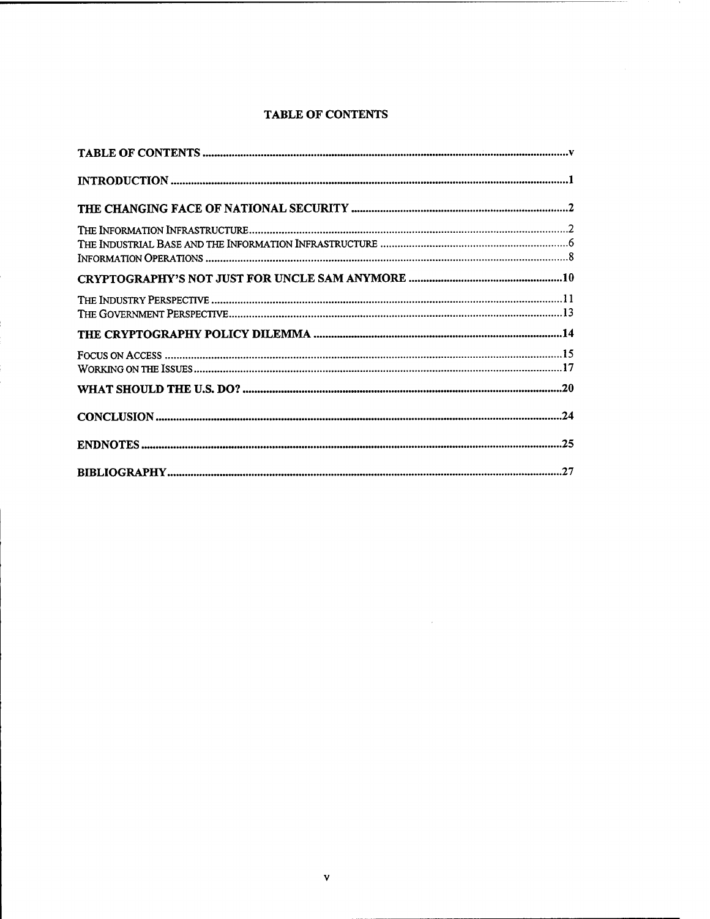## TABLE OF CONTENTS

| | |
|---|---|
| **TABLE OF CONTENTS** | **v** |
| **INTRODUCTION** | **1** |
| **THE CHANGING FACE OF NATIONAL SECURITY** | **2** |
| The Information Infrastructure | 2 |
| The Industrial Base and the Information Infrastructure | 6 |
| Information Operations | 8 |
| **CRYPTOGRAPHY'S NOT JUST FOR UNCLE SAM ANYMORE** | **10** |
| The Industry Perspective | 11 |
| The Government Perspective | 13 |
| **THE CRYPTOGRAPHY POLICY DILEMMA** | **14** |
| Focus on Access | 15 |
| Working on the Issues | 17 |
| **WHAT SHOULD THE U.S. DO?** | **20** |
| **CONCLUSION** | **24** |
| **ENDNOTES** | **25** |
| **BIBLIOGRAPHY** | **27** |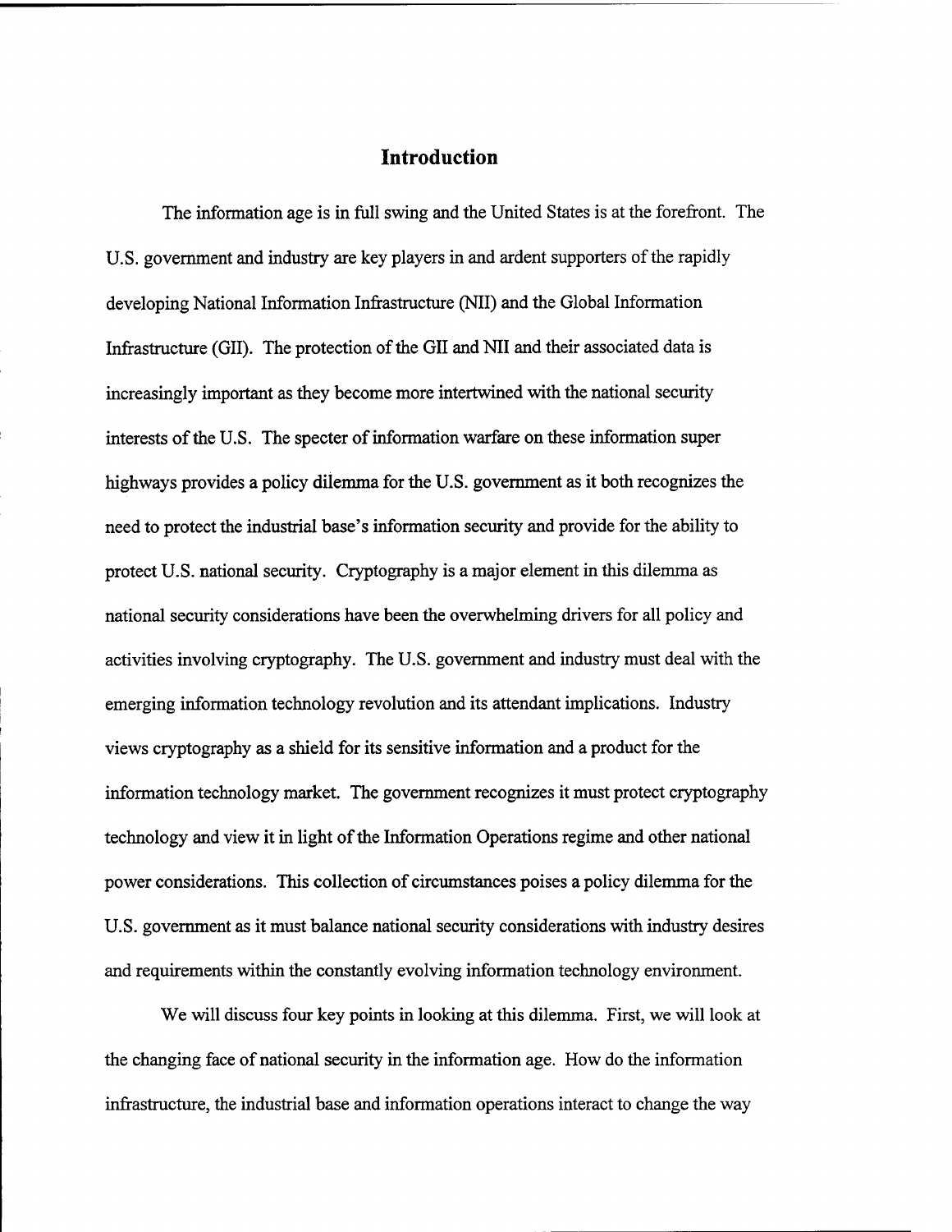# Introduction

The information age is in full swing and the United States is at the forefront. The U.S. government and industry are key players in and ardent supporters of the rapidly developing National Information Infrastructure (NII) and the Global Information Infrastructure (GII). The protection of the GII and NII and their associated data is increasingly important as they become more intertwined with the national security interests of the U.S. The specter of information warfare on these information super highways provides a policy dilemma for the U.S. government as it both recognizes the need to protect the industrial base's information security and provide for the ability to protect U.S. national security. Cryptography is a major element in this dilemma as national security considerations have been the overwhelming drivers for all policy and activities involving cryptography. The U.S. government and industry must deal with the emerging information technology revolution and its attendant implications. Industry views cryptography as a shield for its sensitive information and a product for the information technology market. The government recognizes it must protect cryptography technology and view it in light of the Information Operations regime and other national power considerations. This collection of circumstances poises a policy dilemma for the U.S. government as it must balance national security considerations with industry desires and requirements within the constantly evolving information technology environment.

We will discuss four key points in looking at this dilemma. First, we will look at the changing face of national security in the information age. How do the information infrastructure, the industrial base and information operations interact to change the way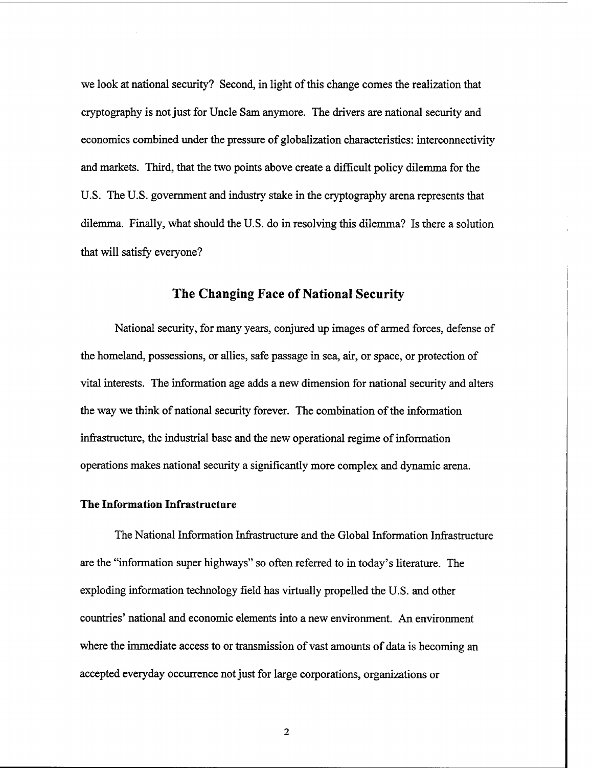we look at national security? Second, in light of this change comes the realization that cryptography is not just for Uncle Sam anymore. The drivers are national security and economics combined under the pressure of globalization characteristics: interconnectivity and markets. Third, that the two points above create a difficult policy dilemma for the U.S. The U.S. government and industry stake in the cryptography arena represents that dilemma. Finally, what should the U.S. do in resolving this dilemma? Is there a solution that will satisfy everyone?

## The Changing Face of National Security

National security, for many years, conjured up images of armed forces, defense of the homeland, possessions, or allies, safe passage in sea, air, or space, or protection of vital interests. The information age adds a new dimension for national security and alters the way we think of national security forever. The combination of the information infrastructure, the industrial base and the new operational regime of information operations makes national security a significantly more complex and dynamic arena.

### The Information Infrastructure

The National Information Infrastructure and the Global Information Infrastructure are the "information super highways" so often referred to in today's literature. The exploding information technology field has virtually propelled the U.S. and other countries' national and economic elements into a new environment. An environment where the immediate access to or transmission of vast amounts of data is becoming an accepted everyday occurrence not just for large corporations, organizations or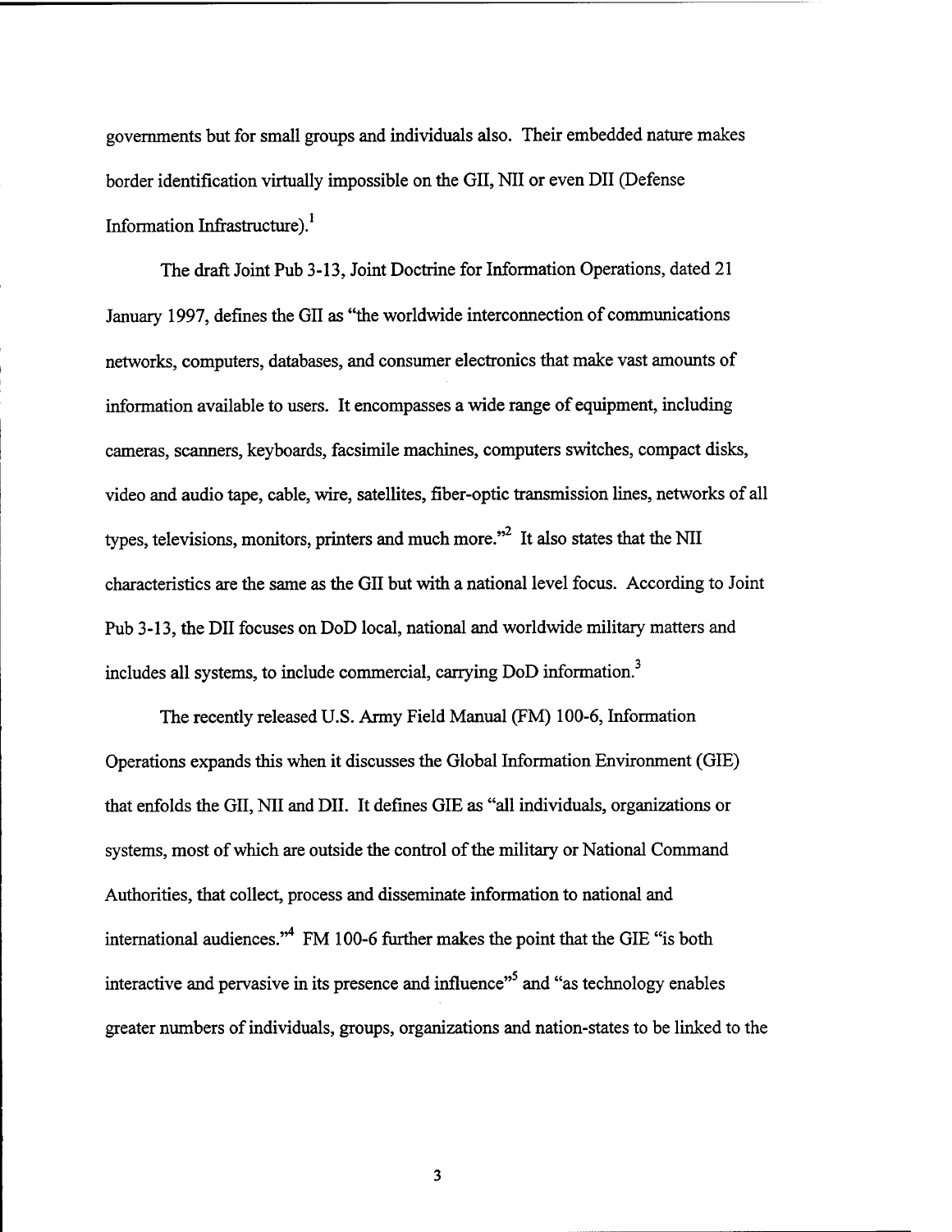governments but for small groups and individuals also. Their embedded nature makes border identification virtually impossible on the GII, NII or even DII (Defense Information Infrastructure).[1]

The draft Joint Pub 3-13, Joint Doctrine for Information Operations, dated 21 January 1997, defines the GII as "the worldwide interconnection of communications networks, computers, databases, and consumer electronics that make vast amounts of information available to users. It encompasses a wide range of equipment, including cameras, scanners, keyboards, facsimile machines, computers switches, compact disks, video and audio tape, cable, wire, satellites, fiber-optic transmission lines, networks of all types, televisions, monitors, printers and much more."[2] It also states that the NII characteristics are the same as the GII but with a national level focus. According to Joint Pub 3-13, the DII focuses on DoD local, national and worldwide military matters and includes all systems, to include commercial, carrying DoD information.[3]

The recently released U.S. Army Field Manual (FM) 100-6, Information Operations expands this when it discusses the Global Information Environment (GIE) that enfolds the GII, NII and DII. It defines GIE as "all individuals, organizations or systems, most of which are outside the control of the military or National Command Authorities, that collect, process and disseminate information to national and international audiences."[4] FM 100-6 further makes the point that the GIE "is both interactive and pervasive in its presence and influence"[5] and "as technology enables greater numbers of individuals, groups, organizations and nation-states to be linked to the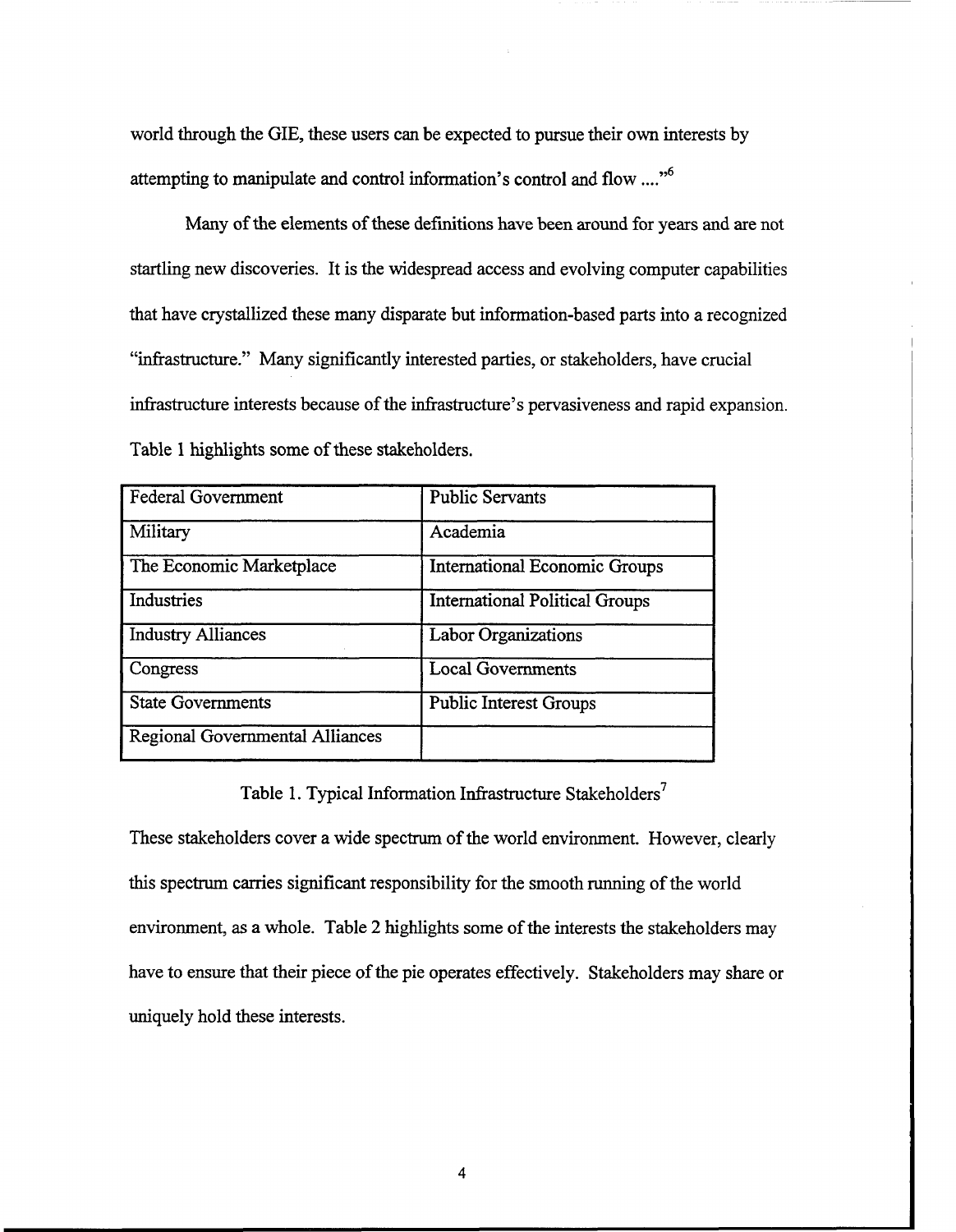world through the GIE, these users can be expected to pursue their own interests by attempting to manipulate and control information's control and flow ...."[6]

Many of the elements of these definitions have been around for years and are not startling new discoveries. It is the widespread access and evolving computer capabilities that have crystallized these many disparate but information-based parts into a recognized "infrastructure." Many significantly interested parties, or stakeholders, have crucial infrastructure interests because of the infrastructure's pervasiveness and rapid expansion. Table 1 highlights some of these stakeholders.

| | |
|---|---|
| Federal Government | Public Servants |
| Military | Academia |
| The Economic Marketplace | International Economic Groups |
| Industries | International Political Groups |
| Industry Alliances | Labor Organizations |
| Congress | Local Governments |
| State Governments | Public Interest Groups |
| Regional Governmental Alliances | |

Table 1. Typical Information Infrastructure Stakeholders[7]

These stakeholders cover a wide spectrum of the world environment. However, clearly this spectrum carries significant responsibility for the smooth running of the world environment, as a whole. Table 2 highlights some of the interests the stakeholders may have to ensure that their piece of the pie operates effectively. Stakeholders may share or uniquely hold these interests.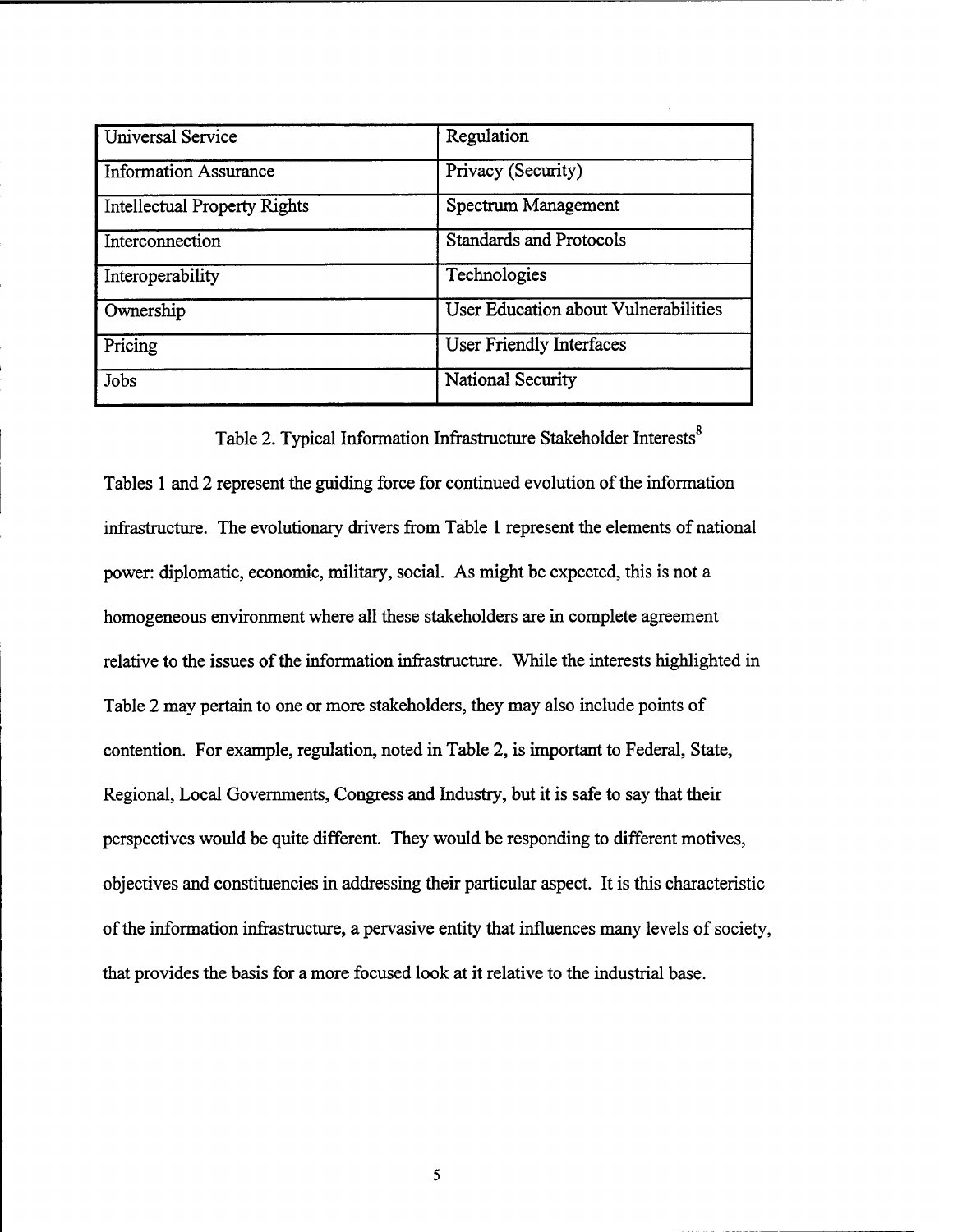| Universal Service | Regulation |
|---|---|
| Information Assurance | Privacy (Security) |
| Intellectual Property Rights | Spectrum Management |
| Interconnection | Standards and Protocols |
| Interoperability | Technologies |
| Ownership | User Education about Vulnerabilities |
| Pricing | User Friendly Interfaces |
| Jobs | National Security |

Table 2. Typical Information Infrastructure Stakeholder Interests[8]

Tables 1 and 2 represent the guiding force for continued evolution of the information infrastructure. The evolutionary drivers from Table 1 represent the elements of national power: diplomatic, economic, military, social. As might be expected, this is not a homogeneous environment where all these stakeholders are in complete agreement relative to the issues of the information infrastructure. While the interests highlighted in Table 2 may pertain to one or more stakeholders, they may also include points of contention. For example, regulation, noted in Table 2, is important to Federal, State, Regional, Local Governments, Congress and Industry, but it is safe to say that their perspectives would be quite different. They would be responding to different motives, objectives and constituencies in addressing their particular aspect. It is this characteristic of the information infrastructure, a pervasive entity that influences many levels of society, that provides the basis for a more focused look at it relative to the industrial base.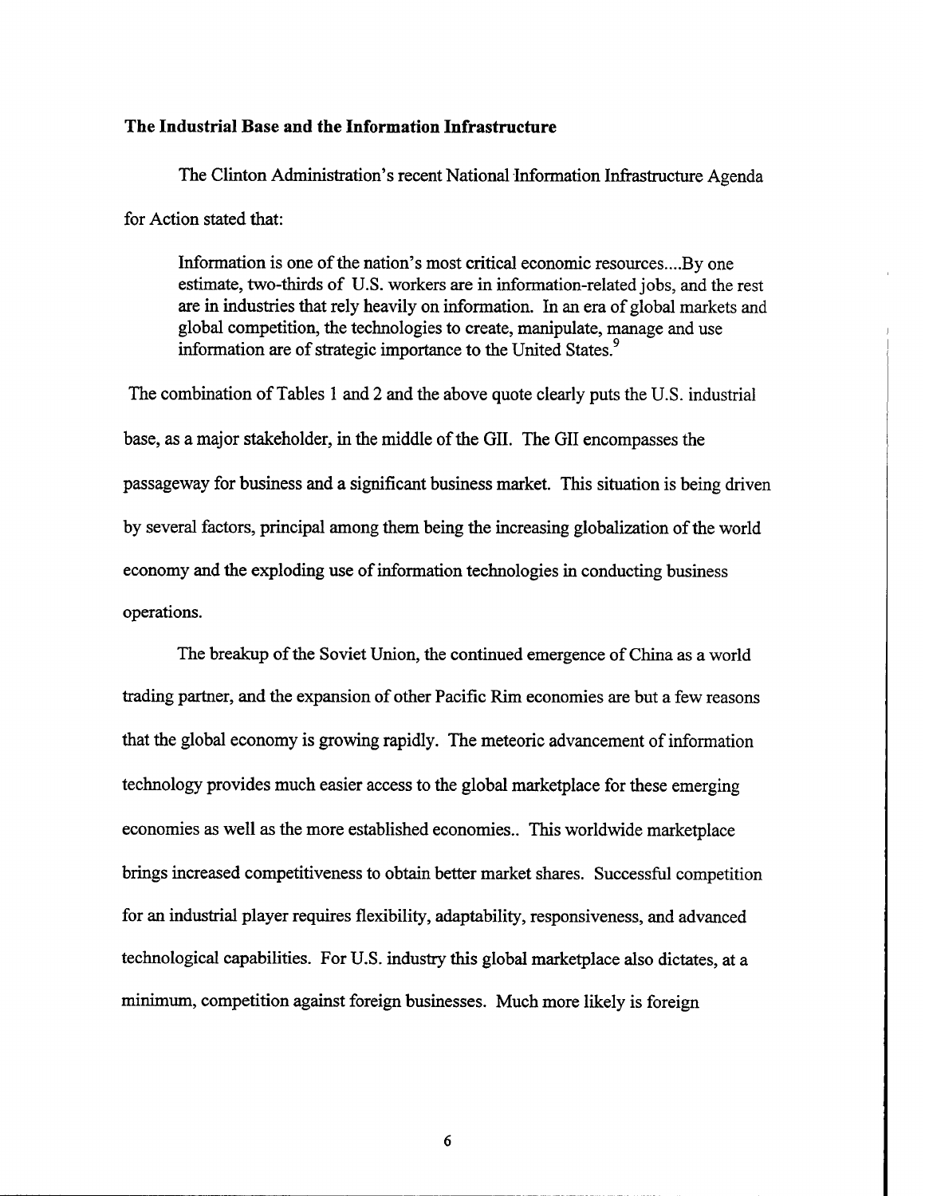**The Industrial Base and the Information Infrastructure**

The Clinton Administration's recent National Information Infrastructure Agenda for Action stated that:

> Information is one of the nation's most critical economic resources....By one estimate, two-thirds of U.S. workers are in information-related jobs, and the rest are in industries that rely heavily on information. In an era of global markets and global competition, the technologies to create, manipulate, manage and use information are of strategic importance to the United States.[9]

The combination of Tables 1 and 2 and the above quote clearly puts the U.S. industrial base, as a major stakeholder, in the middle of the GII. The GII encompasses the passageway for business and a significant business market. This situation is being driven by several factors, principal among them being the increasing globalization of the world economy and the exploding use of information technologies in conducting business operations.

The breakup of the Soviet Union, the continued emergence of China as a world trading partner, and the expansion of other Pacific Rim economies are but a few reasons that the global economy is growing rapidly. The meteoric advancement of information technology provides much easier access to the global marketplace for these emerging economies as well as the more established economies.. This worldwide marketplace brings increased competitiveness to obtain better market shares. Successful competition for an industrial player requires flexibility, adaptability, responsiveness, and advanced technological capabilities. For U.S. industry this global marketplace also dictates, at a minimum, competition against foreign businesses. Much more likely is foreign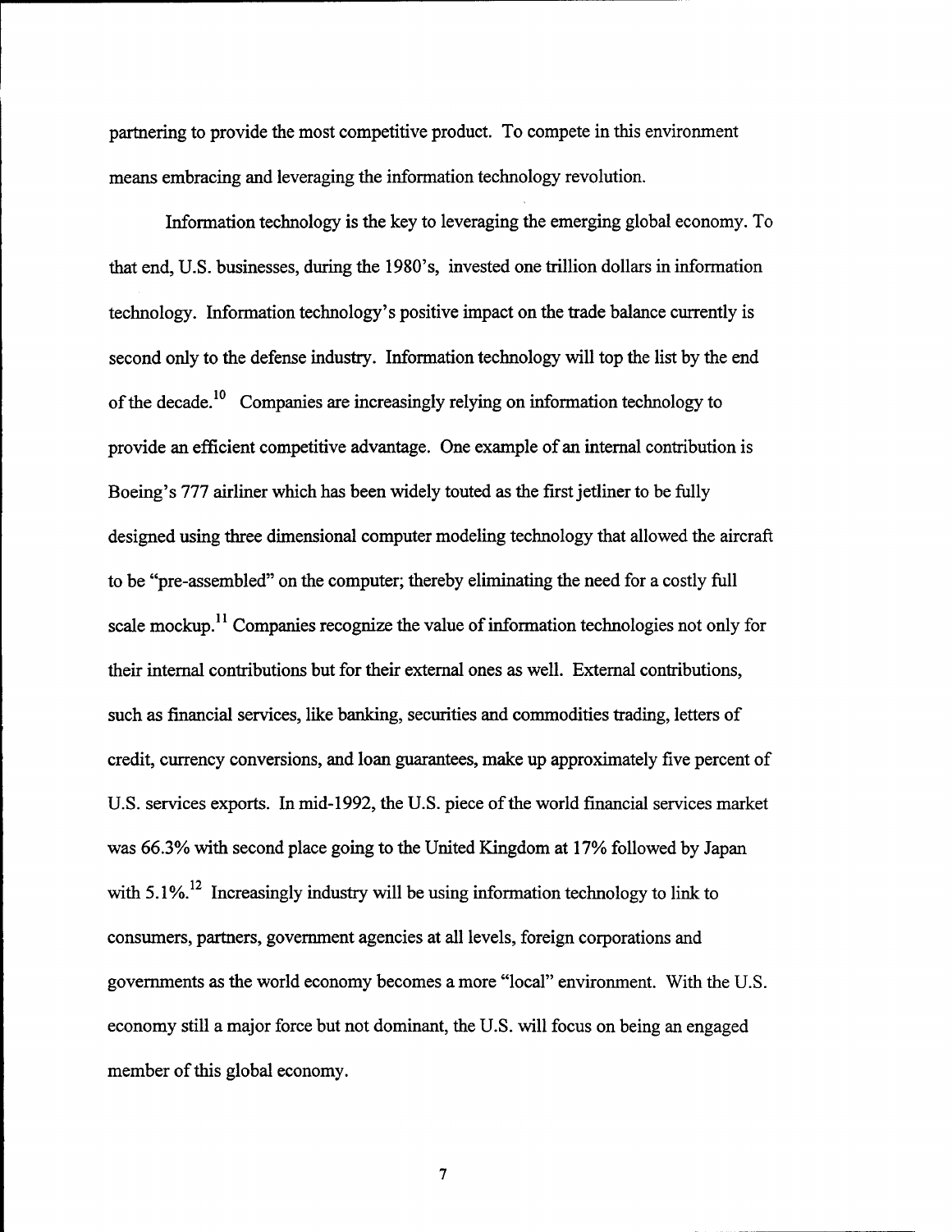partnering to provide the most competitive product. To compete in this environment means embracing and leveraging the information technology revolution.

Information technology is the key to leveraging the emerging global economy. To that end, U.S. businesses, during the 1980's, invested one trillion dollars in information technology. Information technology's positive impact on the trade balance currently is second only to the defense industry. Information technology will top the list by the end of the decade.[10] Companies are increasingly relying on information technology to provide an efficient competitive advantage. One example of an internal contribution is Boeing's 777 airliner which has been widely touted as the first jetliner to be fully designed using three dimensional computer modeling technology that allowed the aircraft to be "pre-assembled" on the computer; thereby eliminating the need for a costly full scale mockup.[11] Companies recognize the value of information technologies not only for their internal contributions but for their external ones as well. External contributions, such as financial services, like banking, securities and commodities trading, letters of credit, currency conversions, and loan guarantees, make up approximately five percent of U.S. services exports. In mid-1992, the U.S. piece of the world financial services market was 66.3% with second place going to the United Kingdom at 17% followed by Japan with 5.1%.[12] Increasingly industry will be using information technology to link to consumers, partners, government agencies at all levels, foreign corporations and governments as the world economy becomes a more "local" environment. With the U.S. economy still a major force but not dominant, the U.S. will focus on being an engaged member of this global economy.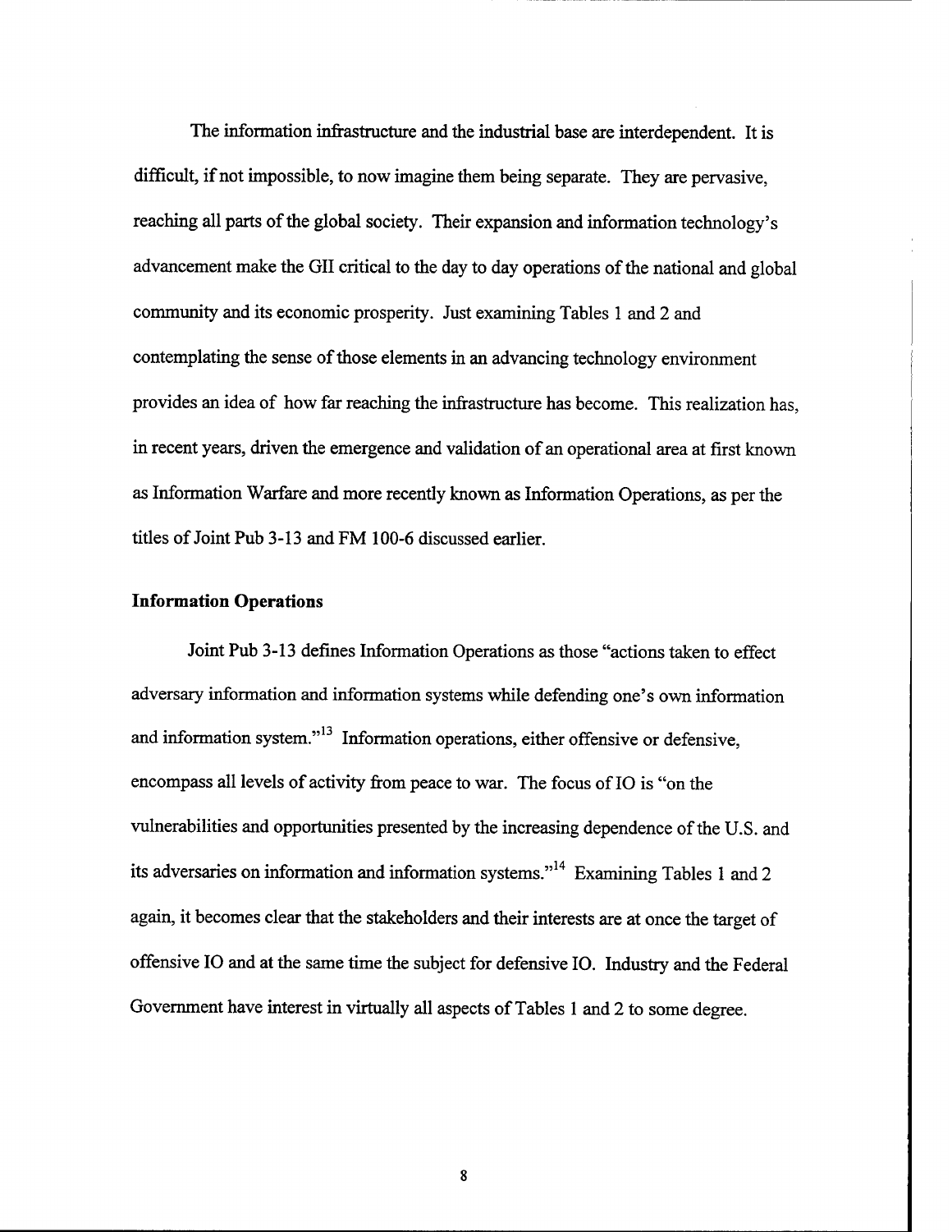The information infrastructure and the industrial base are interdependent. It is difficult, if not impossible, to now imagine them being separate. They are pervasive, reaching all parts of the global society. Their expansion and information technology's advancement make the GII critical to the day to day operations of the national and global community and its economic prosperity. Just examining Tables 1 and 2 and contemplating the sense of those elements in an advancing technology environment provides an idea of how far reaching the infrastructure has become. This realization has, in recent years, driven the emergence and validation of an operational area at first known as Information Warfare and more recently known as Information Operations, as per the titles of Joint Pub 3-13 and FM 100-6 discussed earlier.

### Information Operations

Joint Pub 3-13 defines Information Operations as those "actions taken to effect adversary information and information systems while defending one's own information and information system."[13] Information operations, either offensive or defensive, encompass all levels of activity from peace to war. The focus of IO is "on the vulnerabilities and opportunities presented by the increasing dependence of the U.S. and its adversaries on information and information systems."[14] Examining Tables 1 and 2 again, it becomes clear that the stakeholders and their interests are at once the target of offensive IO and at the same time the subject for defensive IO. Industry and the Federal Government have interest in virtually all aspects of Tables 1 and 2 to some degree.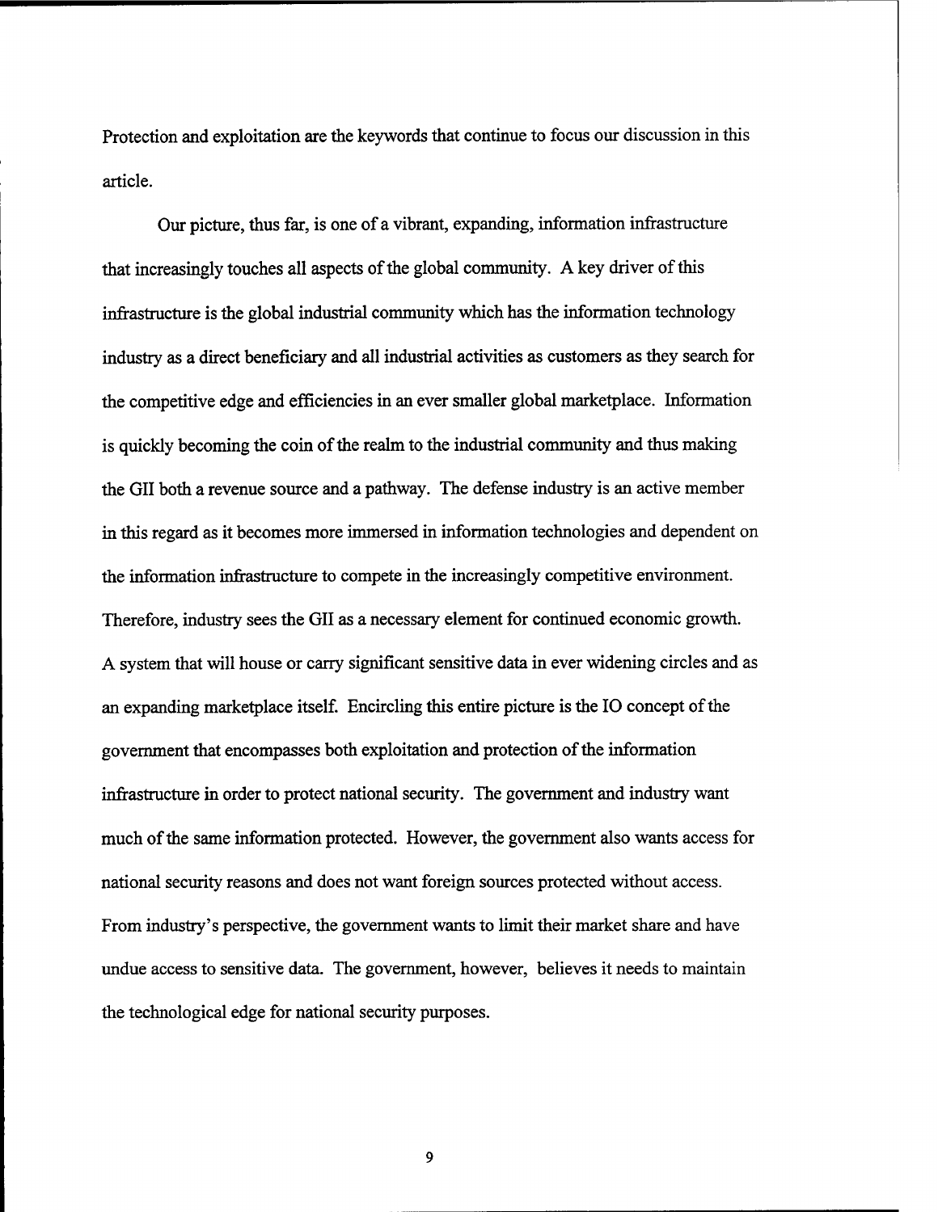Protection and exploitation are the keywords that continue to focus our discussion in this article.

Our picture, thus far, is one of a vibrant, expanding, information infrastructure that increasingly touches all aspects of the global community. A key driver of this infrastructure is the global industrial community which has the information technology industry as a direct beneficiary and all industrial activities as customers as they search for the competitive edge and efficiencies in an ever smaller global marketplace. Information is quickly becoming the coin of the realm to the industrial community and thus making the GII both a revenue source and a pathway. The defense industry is an active member in this regard as it becomes more immersed in information technologies and dependent on the information infrastructure to compete in the increasingly competitive environment. Therefore, industry sees the GII as a necessary element for continued economic growth. A system that will house or carry significant sensitive data in ever widening circles and as an expanding marketplace itself. Encircling this entire picture is the IO concept of the government that encompasses both exploitation and protection of the information infrastructure in order to protect national security. The government and industry want much of the same information protected. However, the government also wants access for national security reasons and does not want foreign sources protected without access. From industry's perspective, the government wants to limit their market share and have undue access to sensitive data. The government, however, believes it needs to maintain the technological edge for national security purposes.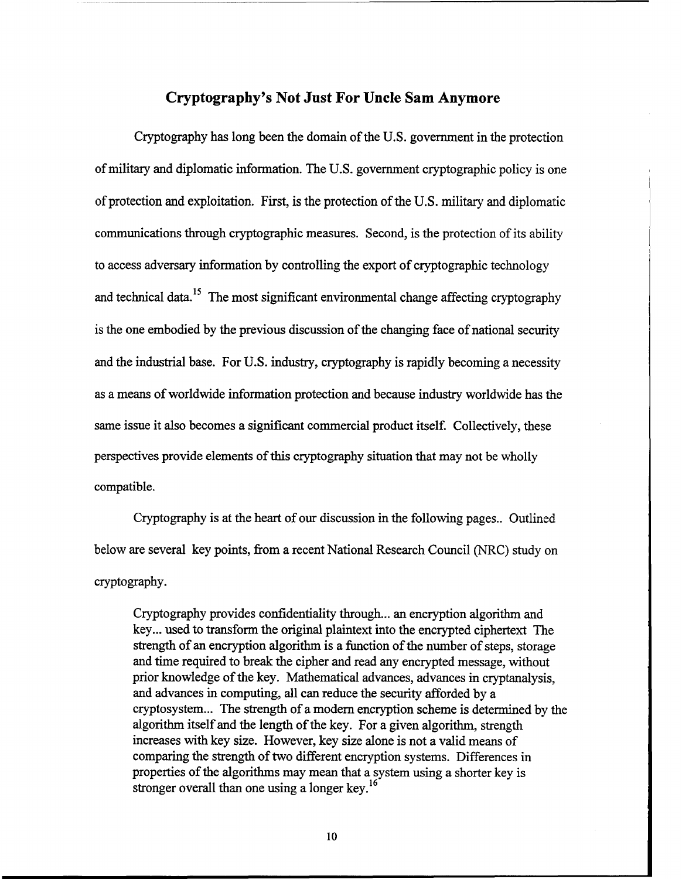## Cryptography's Not Just For Uncle Sam Anymore

Cryptography has long been the domain of the U.S. government in the protection of military and diplomatic information. The U.S. government cryptographic policy is one of protection and exploitation. First, is the protection of the U.S. military and diplomatic communications through cryptographic measures. Second, is the protection of its ability to access adversary information by controlling the export of cryptographic technology and technical data.[15] The most significant environmental change affecting cryptography is the one embodied by the previous discussion of the changing face of national security and the industrial base. For U.S. industry, cryptography is rapidly becoming a necessity as a means of worldwide information protection and because industry worldwide has the same issue it also becomes a significant commercial product itself. Collectively, these perspectives provide elements of this cryptography situation that may not be wholly compatible.

Cryptography is at the heart of our discussion in the following pages.. Outlined below are several key points, from a recent National Research Council (NRC) study on cryptography.

> Cryptography provides confidentiality through... an encryption algorithm and key... used to transform the original plaintext into the encrypted ciphertext The strength of an encryption algorithm is a function of the number of steps, storage and time required to break the cipher and read any encrypted message, without prior knowledge of the key. Mathematical advances, advances in cryptanalysis, and advances in computing, all can reduce the security afforded by a cryptosystem... The strength of a modern encryption scheme is determined by the algorithm itself and the length of the key. For a given algorithm, strength increases with key size. However, key size alone is not a valid means of comparing the strength of two different encryption systems. Differences in properties of the algorithms may mean that a system using a shorter key is stronger overall than one using a longer key.[16]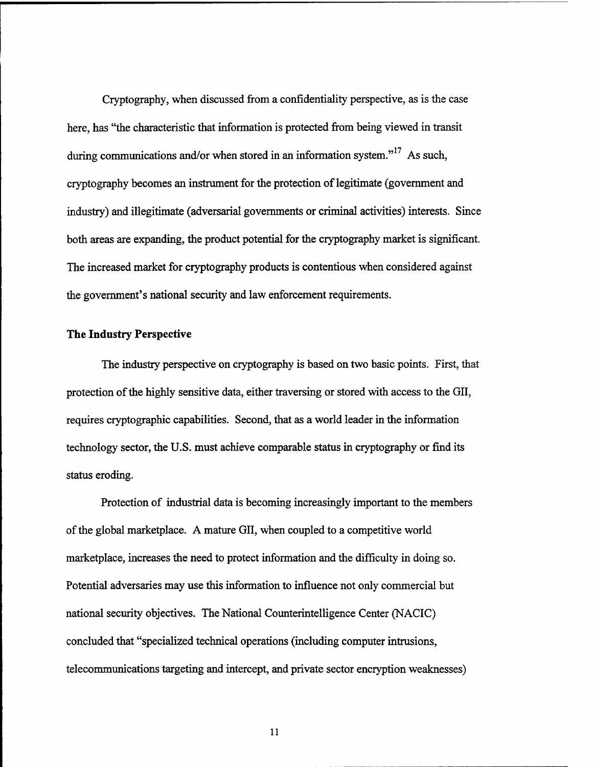Cryptography, when discussed from a confidentiality perspective, as is the case here, has "the characteristic that information is protected from being viewed in transit during communications and/or when stored in an information system."[17] As such, cryptography becomes an instrument for the protection of legitimate (government and industry) and illegitimate (adversarial governments or criminal activities) interests. Since both areas are expanding, the product potential for the cryptography market is significant. The increased market for cryptography products is contentious when considered against the government's national security and law enforcement requirements.

**The Industry Perspective**

The industry perspective on cryptography is based on two basic points. First, that protection of the highly sensitive data, either traversing or stored with access to the GII, requires cryptographic capabilities. Second, that as a world leader in the information technology sector, the U.S. must achieve comparable status in cryptography or find its status eroding.

Protection of industrial data is becoming increasingly important to the members of the global marketplace. A mature GII, when coupled to a competitive world marketplace, increases the need to protect information and the difficulty in doing so. Potential adversaries may use this information to influence not only commercial but national security objectives. The National Counterintelligence Center (NACIC) concluded that "specialized technical operations (including computer intrusions, telecommunications targeting and intercept, and private sector encryption weaknesses)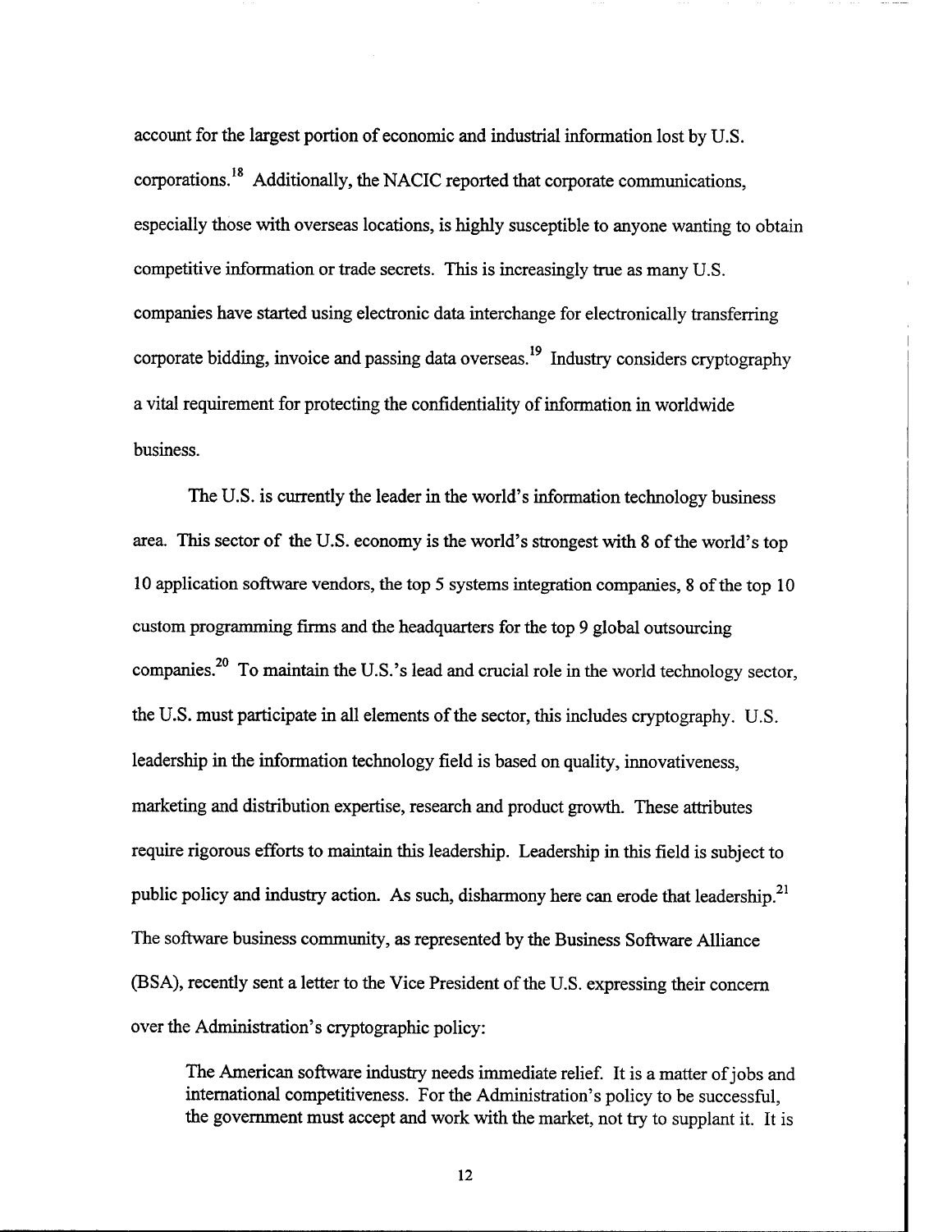account for the largest portion of economic and industrial information lost by U.S. corporations.[18] Additionally, the NACIC reported that corporate communications, especially those with overseas locations, is highly susceptible to anyone wanting to obtain competitive information or trade secrets. This is increasingly true as many U.S. companies have started using electronic data interchange for electronically transferring corporate bidding, invoice and passing data overseas.[19] Industry considers cryptography a vital requirement for protecting the confidentiality of information in worldwide business.

The U.S. is currently the leader in the world's information technology business area. This sector of the U.S. economy is the world's strongest with 8 of the world's top 10 application software vendors, the top 5 systems integration companies, 8 of the top 10 custom programming firms and the headquarters for the top 9 global outsourcing companies.[20] To maintain the U.S.'s lead and crucial role in the world technology sector, the U.S. must participate in all elements of the sector, this includes cryptography. U.S. leadership in the information technology field is based on quality, innovativeness, marketing and distribution expertise, research and product growth. These attributes require rigorous efforts to maintain this leadership. Leadership in this field is subject to public policy and industry action. As such, disharmony here can erode that leadership.[21] The software business community, as represented by the Business Software Alliance (BSA), recently sent a letter to the Vice President of the U.S. expressing their concern over the Administration's cryptographic policy:

> The American software industry needs immediate relief. It is a matter of jobs and international competitiveness. For the Administration's policy to be successful, the government must accept and work with the market, not try to supplant it. It is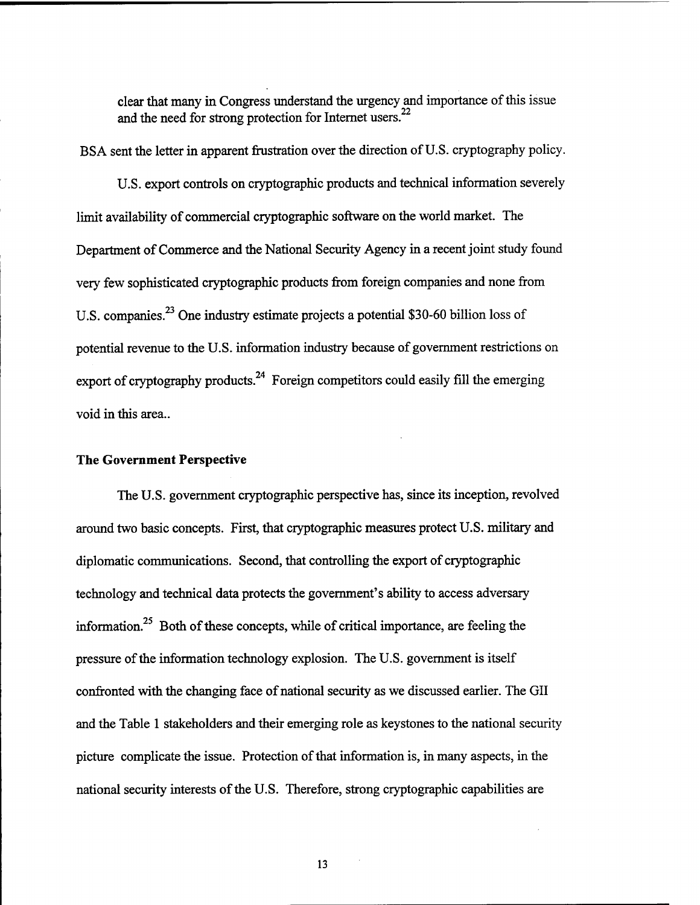clear that many in Congress understand the urgency and importance of this issue and the need for strong protection for Internet users.[22]

BSA sent the letter in apparent frustration over the direction of U.S. cryptography policy.

U.S. export controls on cryptographic products and technical information severely limit availability of commercial cryptographic software on the world market. The Department of Commerce and the National Security Agency in a recent joint study found very few sophisticated cryptographic products from foreign companies and none from U.S. companies.[23] One industry estimate projects a potential $30-60 billion loss of potential revenue to the U.S. information industry because of government restrictions on export of cryptography products.[24] Foreign competitors could easily fill the emerging void in this area..

**The Government Perspective**

The U.S. government cryptographic perspective has, since its inception, revolved around two basic concepts. First, that cryptographic measures protect U.S. military and diplomatic communications. Second, that controlling the export of cryptographic technology and technical data protects the government's ability to access adversary information.[25] Both of these concepts, while of critical importance, are feeling the pressure of the information technology explosion. The U.S. government is itself confronted with the changing face of national security as we discussed earlier. The GII and the Table 1 stakeholders and their emerging role as keystones to the national security picture complicate the issue. Protection of that information is, in many aspects, in the national security interests of the U.S. Therefore, strong cryptographic capabilities are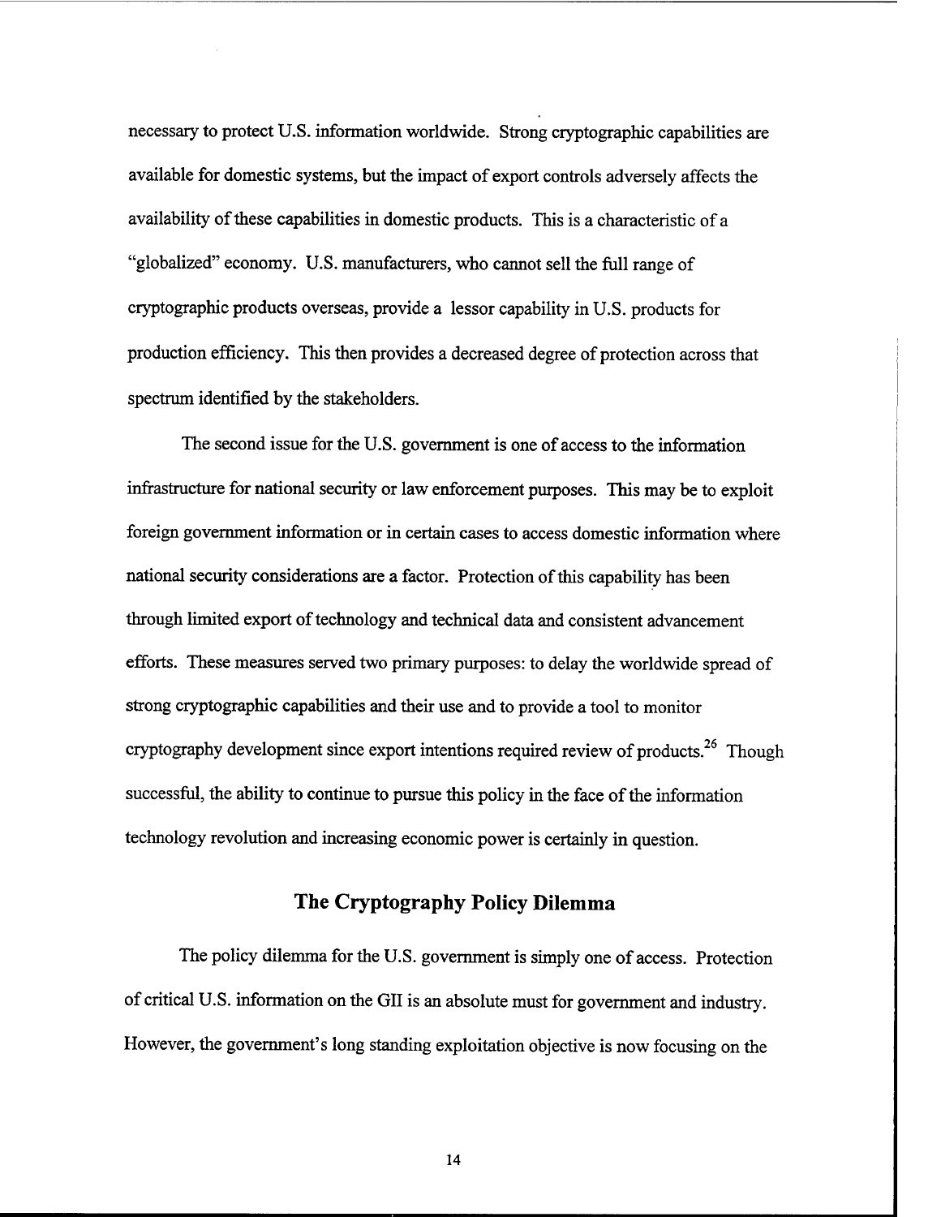necessary to protect U.S. information worldwide. Strong cryptographic capabilities are available for domestic systems, but the impact of export controls adversely affects the availability of these capabilities in domestic products. This is a characteristic of a "globalized" economy. U.S. manufacturers, who cannot sell the full range of cryptographic products overseas, provide a lessor capability in U.S. products for production efficiency. This then provides a decreased degree of protection across that spectrum identified by the stakeholders.

The second issue for the U.S. government is one of access to the information infrastructure for national security or law enforcement purposes. This may be to exploit foreign government information or in certain cases to access domestic information where national security considerations are a factor. Protection of this capability has been through limited export of technology and technical data and consistent advancement efforts. These measures served two primary purposes: to delay the worldwide spread of strong cryptographic capabilities and their use and to provide a tool to monitor cryptography development since export intentions required review of products.[26] Though successful, the ability to continue to pursue this policy in the face of the information technology revolution and increasing economic power is certainly in question.

## The Cryptography Policy Dilemma

The policy dilemma for the U.S. government is simply one of access. Protection of critical U.S. information on the GII is an absolute must for government and industry. However, the government's long standing exploitation objective is now focusing on the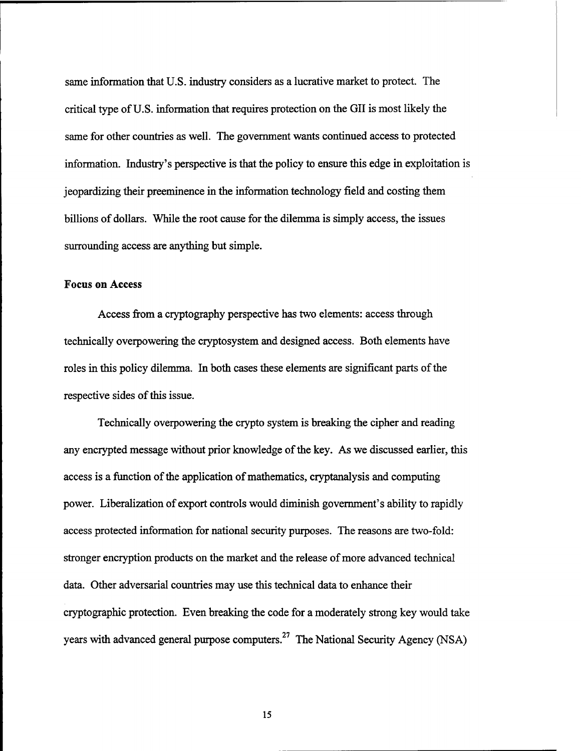same information that U.S. industry considers as a lucrative market to protect. The critical type of U.S. information that requires protection on the GII is most likely the same for other countries as well. The government wants continued access to protected information. Industry's perspective is that the policy to ensure this edge in exploitation is jeopardizing their preeminence in the information technology field and costing them billions of dollars. While the root cause for the dilemma is simply access, the issues surrounding access are anything but simple.

**Focus on Access**

Access from a cryptography perspective has two elements: access through technically overpowering the cryptosystem and designed access. Both elements have roles in this policy dilemma. In both cases these elements are significant parts of the respective sides of this issue.

Technically overpowering the crypto system is breaking the cipher and reading any encrypted message without prior knowledge of the key. As we discussed earlier, this access is a function of the application of mathematics, cryptanalysis and computing power. Liberalization of export controls would diminish government's ability to rapidly access protected information for national security purposes. The reasons are two-fold: stronger encryption products on the market and the release of more advanced technical data. Other adversarial countries may use this technical data to enhance their cryptographic protection. Even breaking the code for a moderately strong key would take years with advanced general purpose computers.[27] The National Security Agency (NSA)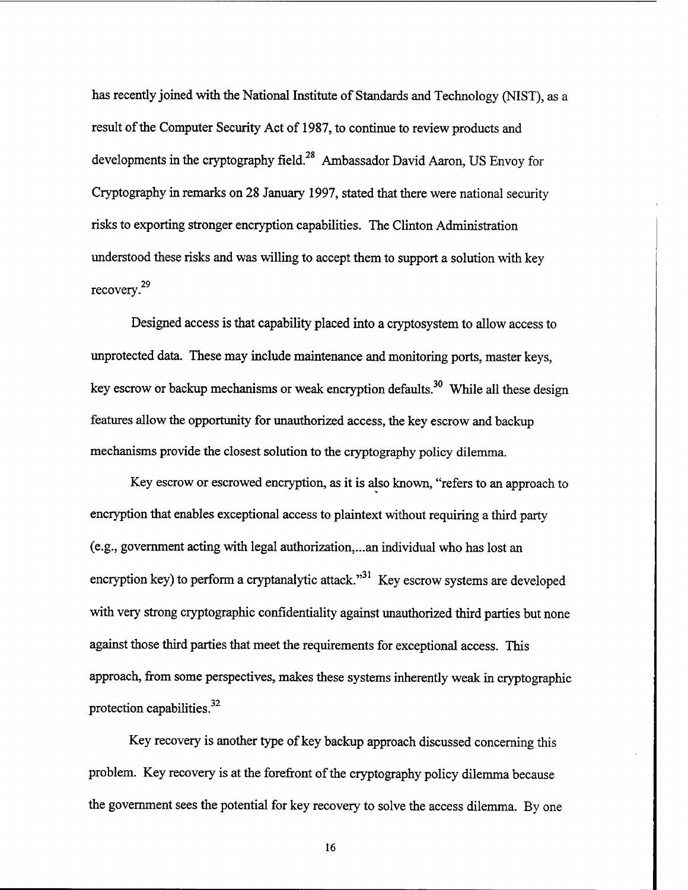has recently joined with the National Institute of Standards and Technology (NIST), as a result of the Computer Security Act of 1987, to continue to review products and developments in the cryptography field.[28] Ambassador David Aaron, US Envoy for Cryptography in remarks on 28 January 1997, stated that there were national security risks to exporting stronger encryption capabilities. The Clinton Administration understood these risks and was willing to accept them to support a solution with key recovery.[29]

Designed access is that capability placed into a cryptosystem to allow access to unprotected data. These may include maintenance and monitoring ports, master keys, key escrow or backup mechanisms or weak encryption defaults.[30] While all these design features allow the opportunity for unauthorized access, the key escrow and backup mechanisms provide the closest solution to the cryptography policy dilemma.

Key escrow or escrowed encryption, as it is also known, "refers to an approach to encryption that enables exceptional access to plaintext without requiring a third party (e.g., government acting with legal authorization,...an individual who has lost an encryption key) to perform a cryptanalytic attack."[31] Key escrow systems are developed with very strong cryptographic confidentiality against unauthorized third parties but none against those third parties that meet the requirements for exceptional access. This approach, from some perspectives, makes these systems inherently weak in cryptographic protection capabilities.[32]

Key recovery is another type of key backup approach discussed concerning this problem. Key recovery is at the forefront of the cryptography policy dilemma because the government sees the potential for key recovery to solve the access dilemma. By one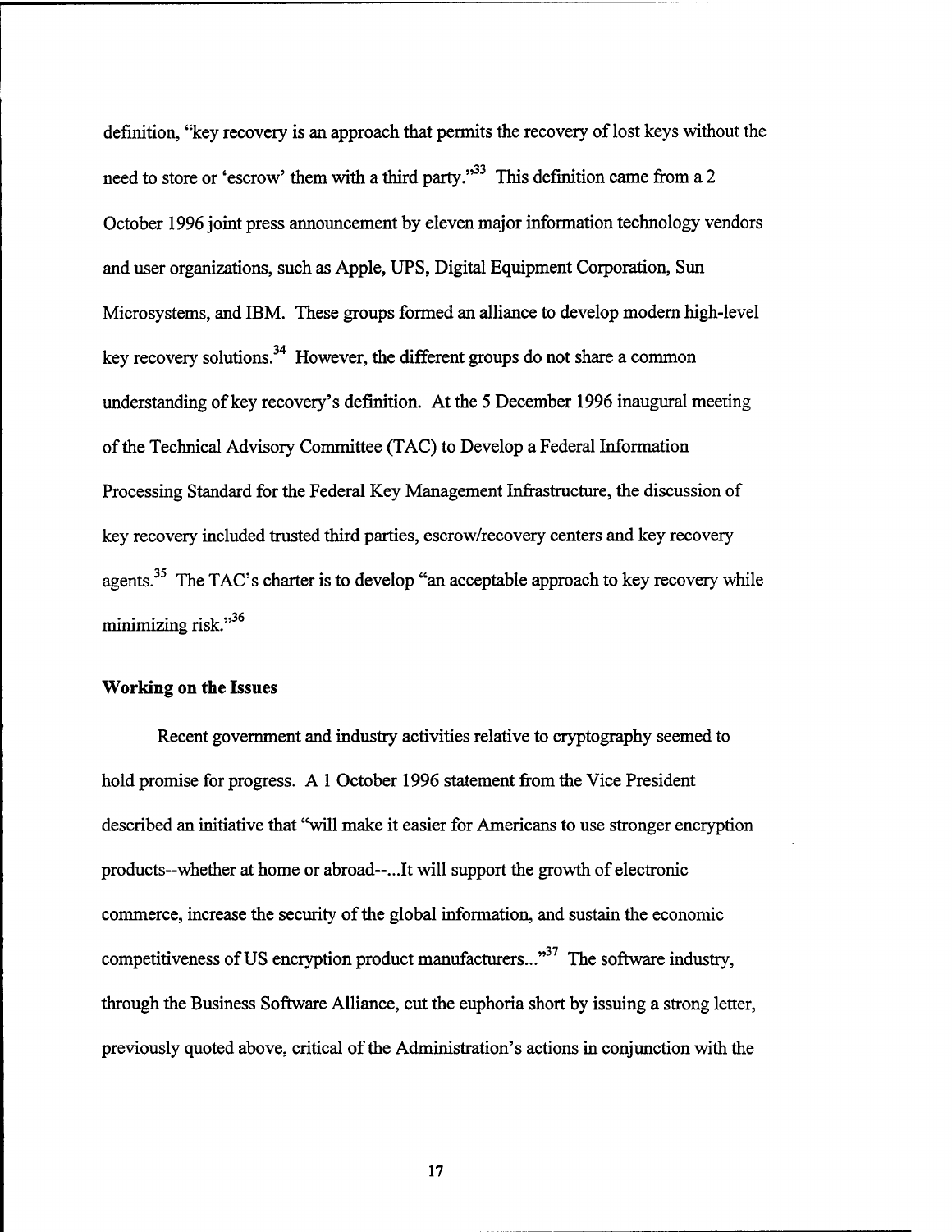definition, "key recovery is an approach that permits the recovery of lost keys without the need to store or 'escrow' them with a third party."[33] This definition came from a 2 October 1996 joint press announcement by eleven major information technology vendors and user organizations, such as Apple, UPS, Digital Equipment Corporation, Sun Microsystems, and IBM. These groups formed an alliance to develop modern high-level key recovery solutions.[34] However, the different groups do not share a common understanding of key recovery's definition. At the 5 December 1996 inaugural meeting of the Technical Advisory Committee (TAC) to Develop a Federal Information Processing Standard for the Federal Key Management Infrastructure, the discussion of key recovery included trusted third parties, escrow/recovery centers and key recovery agents.[35] The TAC's charter is to develop "an acceptable approach to key recovery while minimizing risk."[36]

**Working on the Issues**

Recent government and industry activities relative to cryptography seemed to hold promise for progress. A 1 October 1996 statement from the Vice President described an initiative that "will make it easier for Americans to use stronger encryption products--whether at home or abroad--...It will support the growth of electronic commerce, increase the security of the global information, and sustain the economic competitiveness of US encryption product manufacturers..."[37] The software industry, through the Business Software Alliance, cut the euphoria short by issuing a strong letter, previously quoted above, critical of the Administration's actions in conjunction with the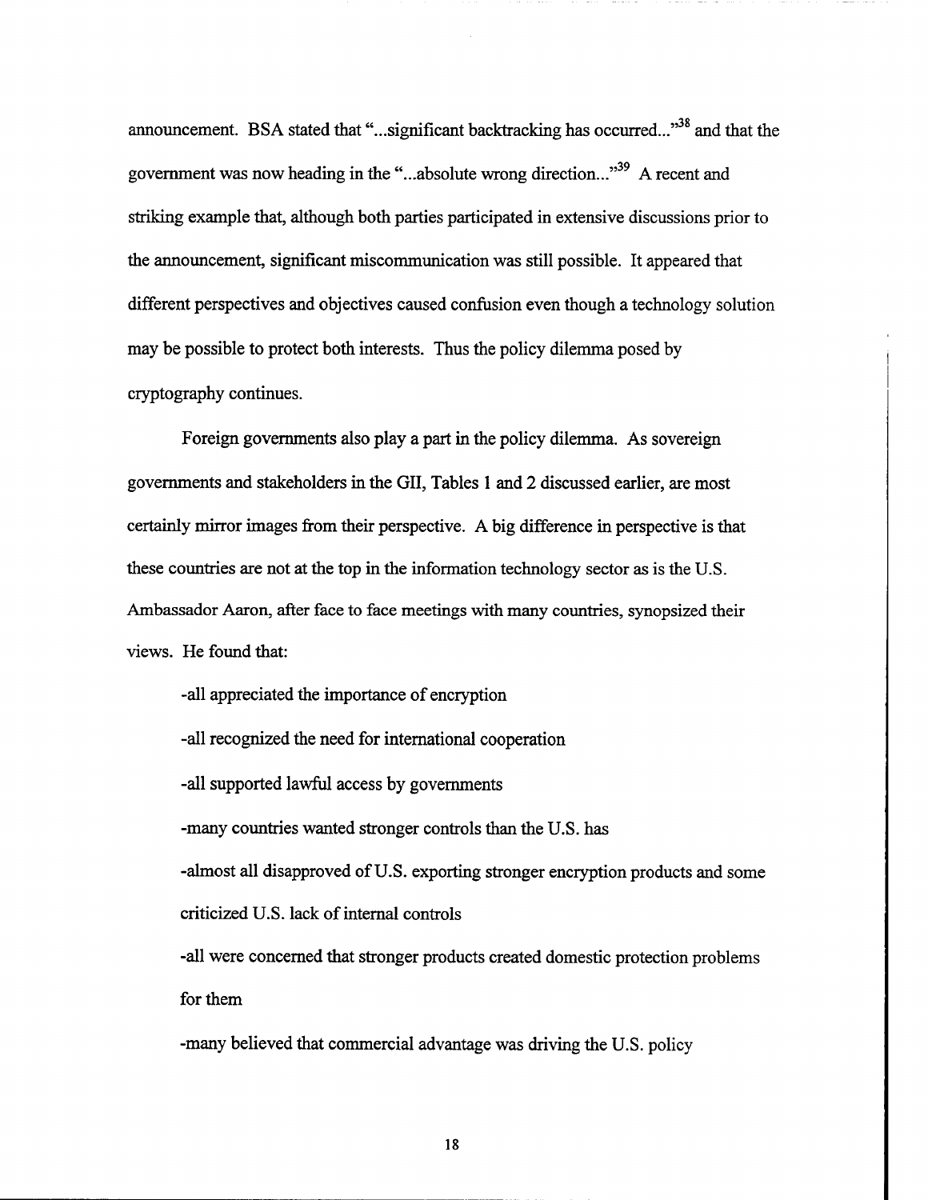announcement. BSA stated that "...significant backtracking has occurred..."[38] and that the government was now heading in the "...absolute wrong direction..."[39] A recent and striking example that, although both parties participated in extensive discussions prior to the announcement, significant miscommunication was still possible. It appeared that different perspectives and objectives caused confusion even though a technology solution may be possible to protect both interests. Thus the policy dilemma posed by cryptography continues.

Foreign governments also play a part in the policy dilemma. As sovereign governments and stakeholders in the GII, Tables 1 and 2 discussed earlier, are most certainly mirror images from their perspective. A big difference in perspective is that these countries are not at the top in the information technology sector as is the U.S. Ambassador Aaron, after face to face meetings with many countries, synopsized their views. He found that:

-all appreciated the importance of encryption

-all recognized the need for international cooperation

-all supported lawful access by governments

-many countries wanted stronger controls than the U.S. has

-almost all disapproved of U.S. exporting stronger encryption products and some criticized U.S. lack of internal controls

-all were concerned that stronger products created domestic protection problems for them

-many believed that commercial advantage was driving the U.S. policy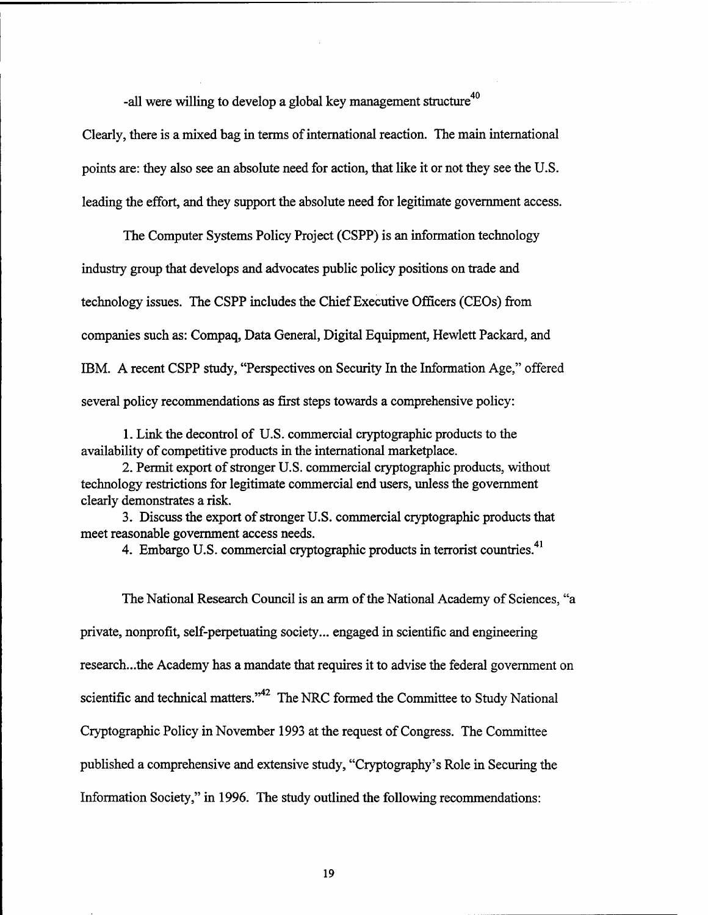-all were willing to develop a global key management structure[40]

Clearly, there is a mixed bag in terms of international reaction. The main international points are: they also see an absolute need for action, that like it or not they see the U.S. leading the effort, and they support the absolute need for legitimate government access.

The Computer Systems Policy Project (CSPP) is an information technology industry group that develops and advocates public policy positions on trade and technology issues. The CSPP includes the Chief Executive Officers (CEOs) from companies such as: Compaq, Data General, Digital Equipment, Hewlett Packard, and IBM. A recent CSPP study, "Perspectives on Security In the Information Age," offered several policy recommendations as first steps towards a comprehensive policy:

1. Link the decontrol of U.S. commercial cryptographic products to the availability of competitive products in the international marketplace.
2. Permit export of stronger U.S. commercial cryptographic products, without technology restrictions for legitimate commercial end users, unless the government clearly demonstrates a risk.
3. Discuss the export of stronger U.S. commercial cryptographic products that meet reasonable government access needs.
4. Embargo U.S. commercial cryptographic products in terrorist countries.[41]

The National Research Council is an arm of the National Academy of Sciences, "a private, nonprofit, self-perpetuating society... engaged in scientific and engineering research...the Academy has a mandate that requires it to advise the federal government on scientific and technical matters."[42] The NRC formed the Committee to Study National Cryptographic Policy in November 1993 at the request of Congress. The Committee published a comprehensive and extensive study, "Cryptography's Role in Securing the Information Society," in 1996. The study outlined the following recommendations: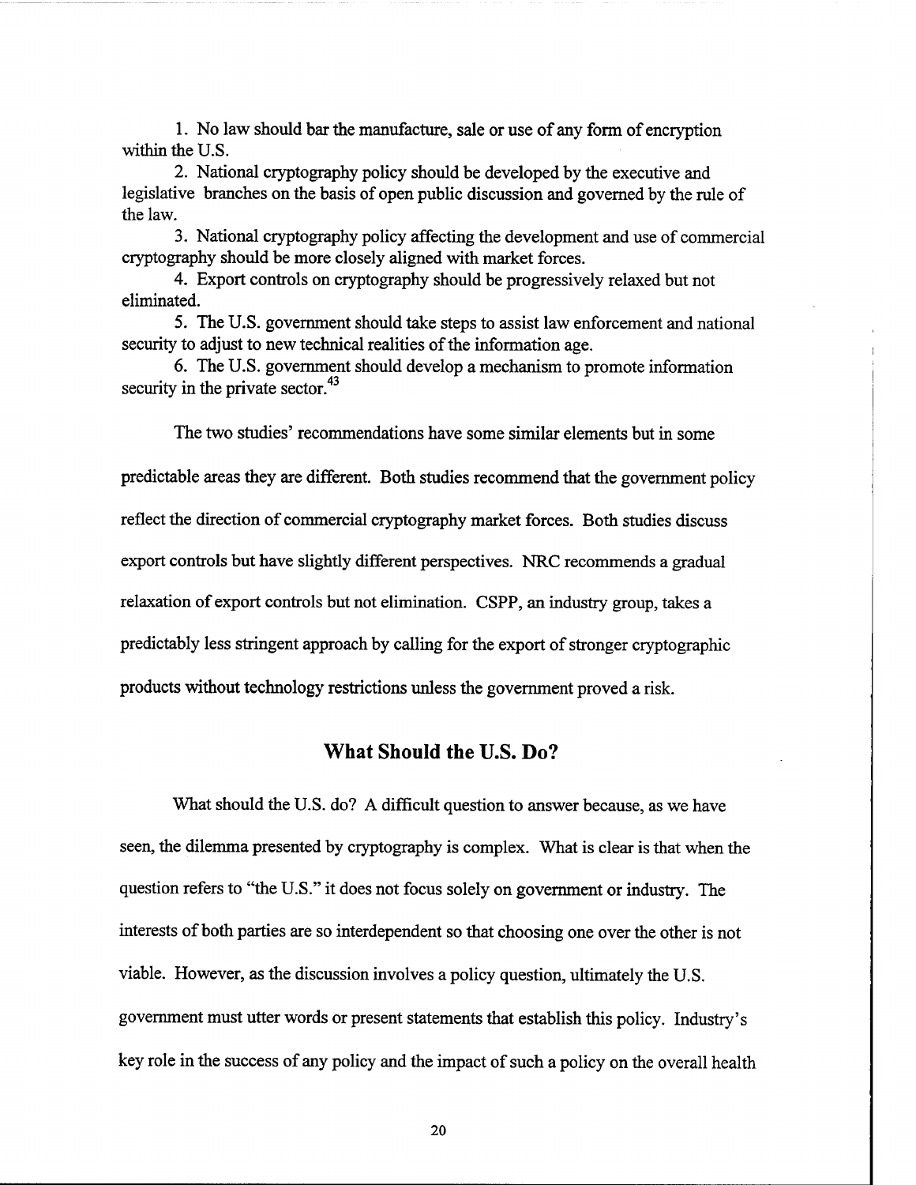1. No law should bar the manufacture, sale or use of any form of encryption within the U.S.

2. National cryptography policy should be developed by the executive and legislative branches on the basis of open public discussion and governed by the rule of the law.

3. National cryptography policy affecting the development and use of commercial cryptography should be more closely aligned with market forces.

4. Export controls on cryptography should be progressively relaxed but not eliminated.

5. The U.S. government should take steps to assist law enforcement and national security to adjust to new technical realities of the information age.

6. The U.S. government should develop a mechanism to promote information security in the private sector.[43]

The two studies' recommendations have some similar elements but in some predictable areas they are different. Both studies recommend that the government policy reflect the direction of commercial cryptography market forces. Both studies discuss export controls but have slightly different perspectives. NRC recommends a gradual relaxation of export controls but not elimination. CSPP, an industry group, takes a predictably less stringent approach by calling for the export of stronger cryptographic products without technology restrictions unless the government proved a risk.

## What Should the U.S. Do?

What should the U.S. do? A difficult question to answer because, as we have seen, the dilemma presented by cryptography is complex. What is clear is that when the question refers to "the U.S." it does not focus solely on government or industry. The interests of both parties are so interdependent so that choosing one over the other is not viable. However, as the discussion involves a policy question, ultimately the U.S. government must utter words or present statements that establish this policy. Industry's key role in the success of any policy and the impact of such a policy on the overall health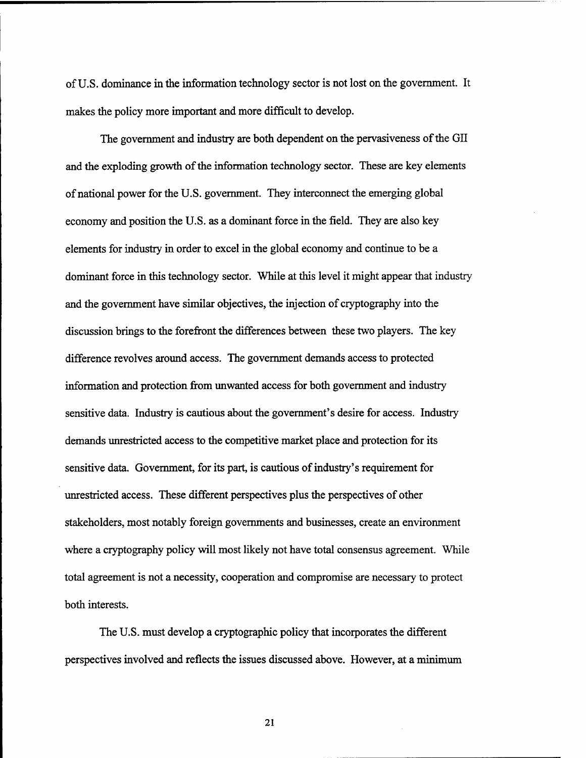of U.S. dominance in the information technology sector is not lost on the government. It makes the policy more important and more difficult to develop.

The government and industry are both dependent on the pervasiveness of the GII and the exploding growth of the information technology sector. These are key elements of national power for the U.S. government. They interconnect the emerging global economy and position the U.S. as a dominant force in the field. They are also key elements for industry in order to excel in the global economy and continue to be a dominant force in this technology sector. While at this level it might appear that industry and the government have similar objectives, the injection of cryptography into the discussion brings to the forefront the differences between these two players. The key difference revolves around access. The government demands access to protected information and protection from unwanted access for both government and industry sensitive data. Industry is cautious about the government's desire for access. Industry demands unrestricted access to the competitive market place and protection for its sensitive data. Government, for its part, is cautious of industry's requirement for unrestricted access. These different perspectives plus the perspectives of other stakeholders, most notably foreign governments and businesses, create an environment where a cryptography policy will most likely not have total consensus agreement. While total agreement is not a necessity, cooperation and compromise are necessary to protect both interests.

The U.S. must develop a cryptographic policy that incorporates the different perspectives involved and reflects the issues discussed above. However, at a minimum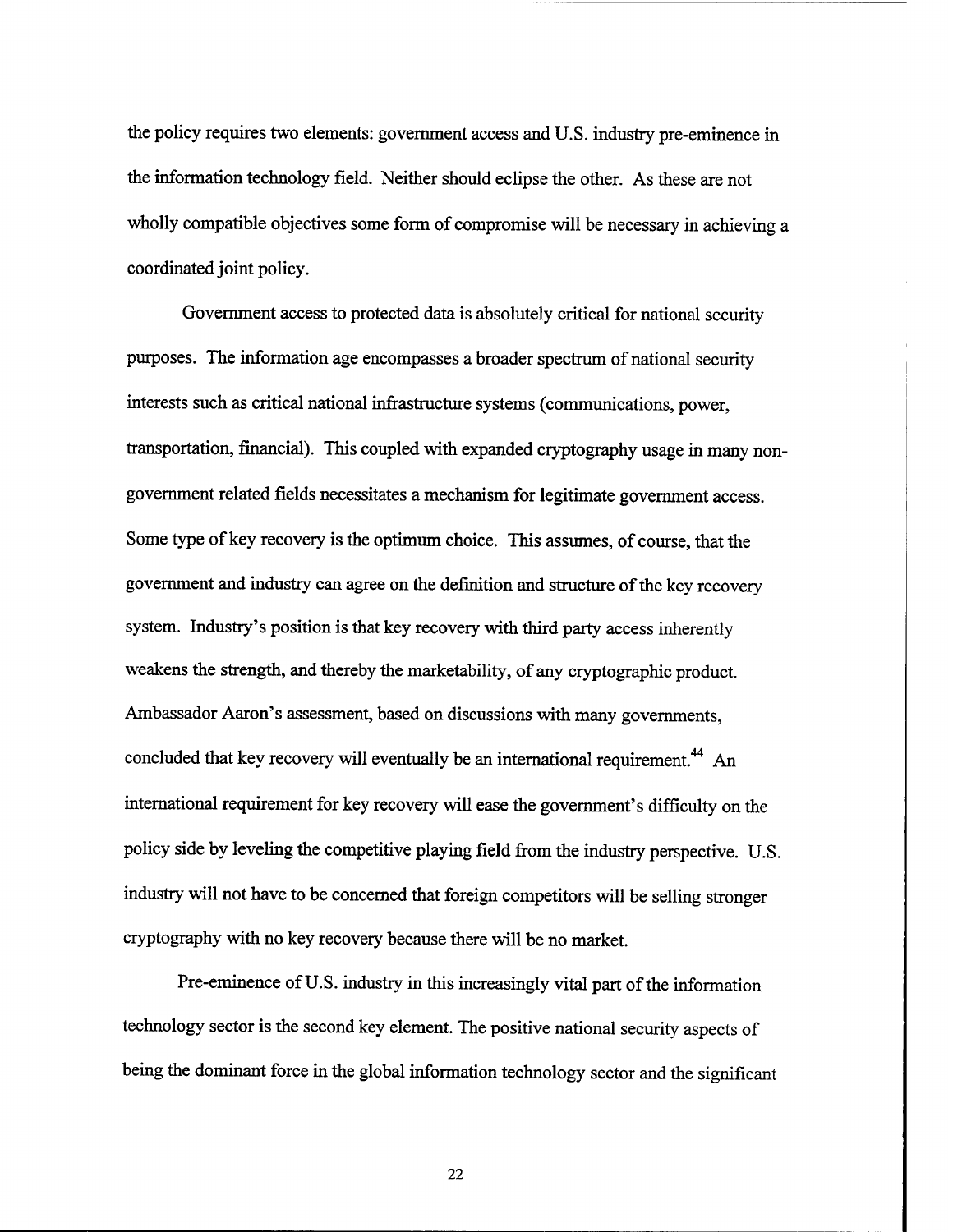the policy requires two elements: government access and U.S. industry pre-eminence in the information technology field. Neither should eclipse the other. As these are not wholly compatible objectives some form of compromise will be necessary in achieving a coordinated joint policy.

Government access to protected data is absolutely critical for national security purposes. The information age encompasses a broader spectrum of national security interests such as critical national infrastructure systems (communications, power, transportation, financial). This coupled with expanded cryptography usage in many non-government related fields necessitates a mechanism for legitimate government access. Some type of key recovery is the optimum choice. This assumes, of course, that the government and industry can agree on the definition and structure of the key recovery system. Industry's position is that key recovery with third party access inherently weakens the strength, and thereby the marketability, of any cryptographic product. Ambassador Aaron's assessment, based on discussions with many governments, concluded that key recovery will eventually be an international requirement.[44] An international requirement for key recovery will ease the government's difficulty on the policy side by leveling the competitive playing field from the industry perspective. U.S. industry will not have to be concerned that foreign competitors will be selling stronger cryptography with no key recovery because there will be no market.

Pre-eminence of U.S. industry in this increasingly vital part of the information technology sector is the second key element. The positive national security aspects of being the dominant force in the global information technology sector and the significant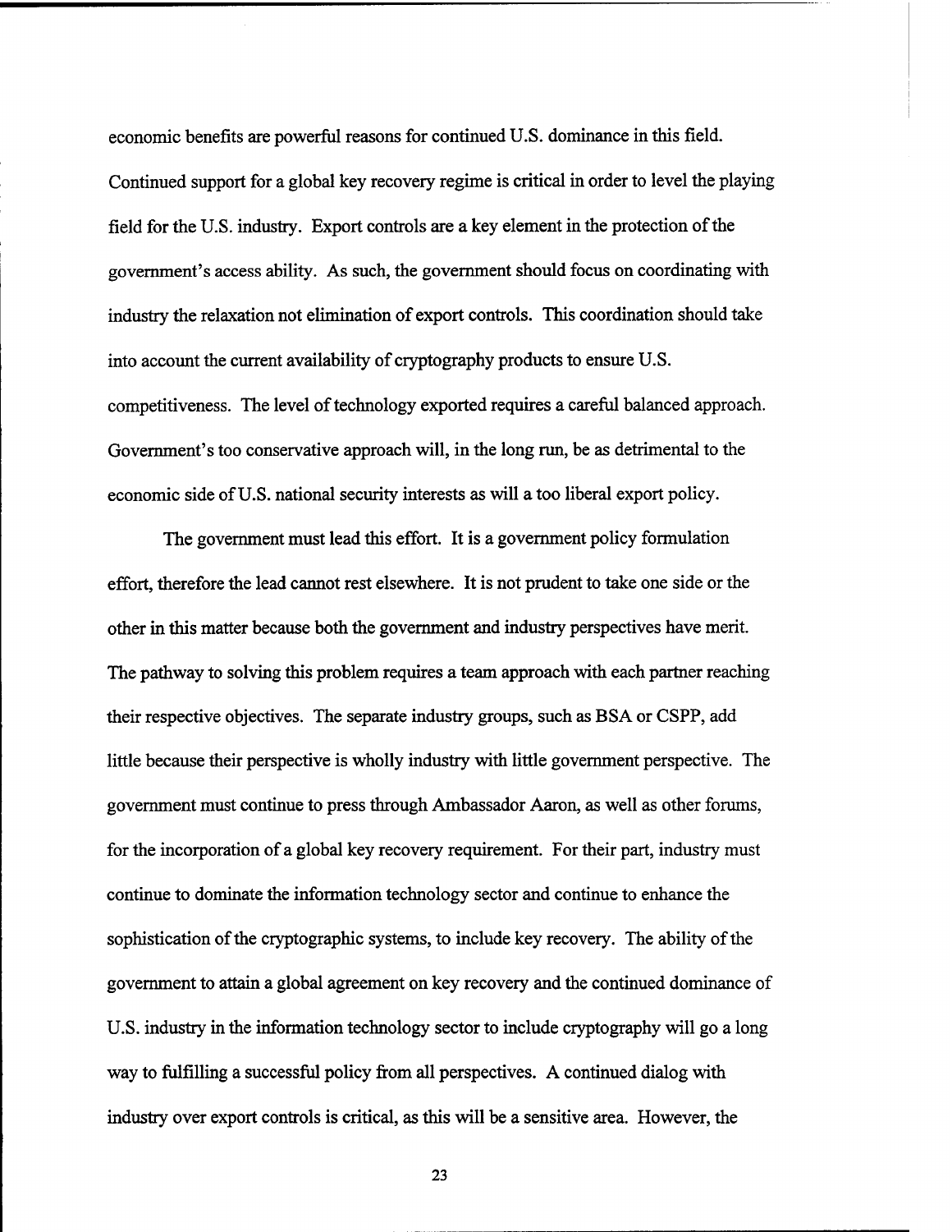economic benefits are powerful reasons for continued U.S. dominance in this field. Continued support for a global key recovery regime is critical in order to level the playing field for the U.S. industry. Export controls are a key element in the protection of the government's access ability. As such, the government should focus on coordinating with industry the relaxation not elimination of export controls. This coordination should take into account the current availability of cryptography products to ensure U.S. competitiveness. The level of technology exported requires a careful balanced approach. Government's too conservative approach will, in the long run, be as detrimental to the economic side of U.S. national security interests as will a too liberal export policy.

The government must lead this effort. It is a government policy formulation effort, therefore the lead cannot rest elsewhere. It is not prudent to take one side or the other in this matter because both the government and industry perspectives have merit. The pathway to solving this problem requires a team approach with each partner reaching their respective objectives. The separate industry groups, such as BSA or CSPP, add little because their perspective is wholly industry with little government perspective. The government must continue to press through Ambassador Aaron, as well as other forums, for the incorporation of a global key recovery requirement. For their part, industry must continue to dominate the information technology sector and continue to enhance the sophistication of the cryptographic systems, to include key recovery. The ability of the government to attain a global agreement on key recovery and the continued dominance of U.S. industry in the information technology sector to include cryptography will go a long way to fulfilling a successful policy from all perspectives. A continued dialog with industry over export controls is critical, as this will be a sensitive area. However, the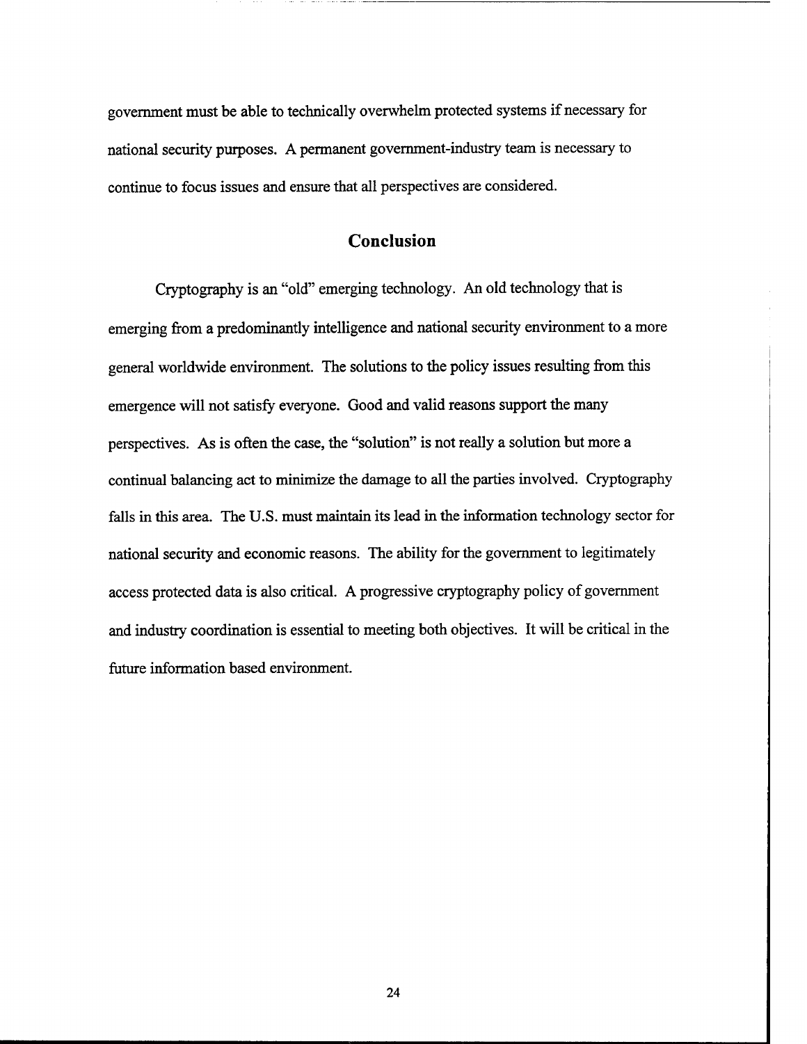government must be able to technically overwhelm protected systems if necessary for national security purposes. A permanent government-industry team is necessary to continue to focus issues and ensure that all perspectives are considered.

## Conclusion

Cryptography is an "old" emerging technology. An old technology that is emerging from a predominantly intelligence and national security environment to a more general worldwide environment. The solutions to the policy issues resulting from this emergence will not satisfy everyone. Good and valid reasons support the many perspectives. As is often the case, the "solution" is not really a solution but more a continual balancing act to minimize the damage to all the parties involved. Cryptography falls in this area. The U.S. must maintain its lead in the information technology sector for national security and economic reasons. The ability for the government to legitimately access protected data is also critical. A progressive cryptography policy of government and industry coordination is essential to meeting both objectives. It will be critical in the future information based environment.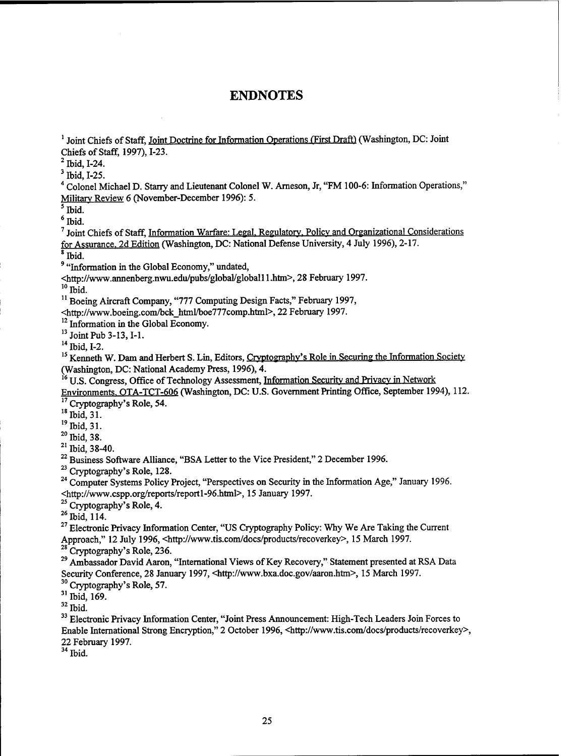# ENDNOTES

[1] Joint Chiefs of Staff, Joint Doctrine for Information Operations (First Draft) (Washington, DC: Joint Chiefs of Staff, 1997), I-23.
[2] Ibid, I-24.
[3] Ibid, I-25.
[4] Colonel Michael D. Starry and Lieutenant Colonel W. Arneson, Jr, "FM 100-6: Information Operations," Military Review 6 (November-December 1996): 5.
[5] Ibid.
[6] Ibid.
[7] Joint Chiefs of Staff, Information Warfare: Legal, Regulatory, Policy and Organizational Considerations for Assurance, 2d Edition (Washington, DC: National Defense University, 4 July 1996), 2-17.
[8] Ibid.
[9] "Information in the Global Economy," undated, <http://www.annenberg.nwu.edu/pubs/global/global11.htm>, 28 February 1997.
[10] Ibid.
[11] Boeing Aircraft Company, "777 Computing Design Facts," February 1997, <http://www.boeing.com/bck_html/boe777comp.html>, 22 February 1997.
[12] Information in the Global Economy.
[13] Joint Pub 3-13, I-1.
[14] Ibid, I-2.
[15] Kenneth W. Dam and Herbert S. Lin, Editors, Cryptography's Role in Securing the Information Society (Washington, DC: National Academy Press, 1996), 4.
[16] U.S. Congress, Office of Technology Assessment, Information Security and Privacy in Network Environments, OTA-TCT-606 (Washington, DC: U.S. Government Printing Office, September 1994), 112.
[17] Cryptography's Role, 54.
[18] Ibid, 31.
[19] Ibid, 31.
[20] Ibid, 38.
[21] Ibid, 38-40.
[22] Business Software Alliance, "BSA Letter to the Vice President," 2 December 1996.
[23] Cryptography's Role, 128.
[24] Computer Systems Policy Project, "Perspectives on Security in the Information Age," January 1996. <http://www.cspp.org/reports/report1-96.html>, 15 January 1997.
[25] Cryptography's Role, 4.
[26] Ibid, 114.
[27] Electronic Privacy Information Center, "US Cryptography Policy: Why We Are Taking the Current Approach," 12 July 1996, <http://www.tis.com/docs/products/recoverkey>, 15 March 1997.
[28] Cryptography's Role, 236.
[29] Ambassador David Aaron, "International Views of Key Recovery," Statement presented at RSA Data Security Conference, 28 January 1997, <http://www.bxa.doc.gov/aaron.htm>, 15 March 1997.
[30] Cryptography's Role, 57.
[31] Ibid, 169.
[32] Ibid.
[33] Electronic Privacy Information Center, "Joint Press Announcement: High-Tech Leaders Join Forces to Enable International Strong Encryption," 2 October 1996, <http://www.tis.com/docs/products/recoverkey>, 22 February 1997.
[34] Ibid.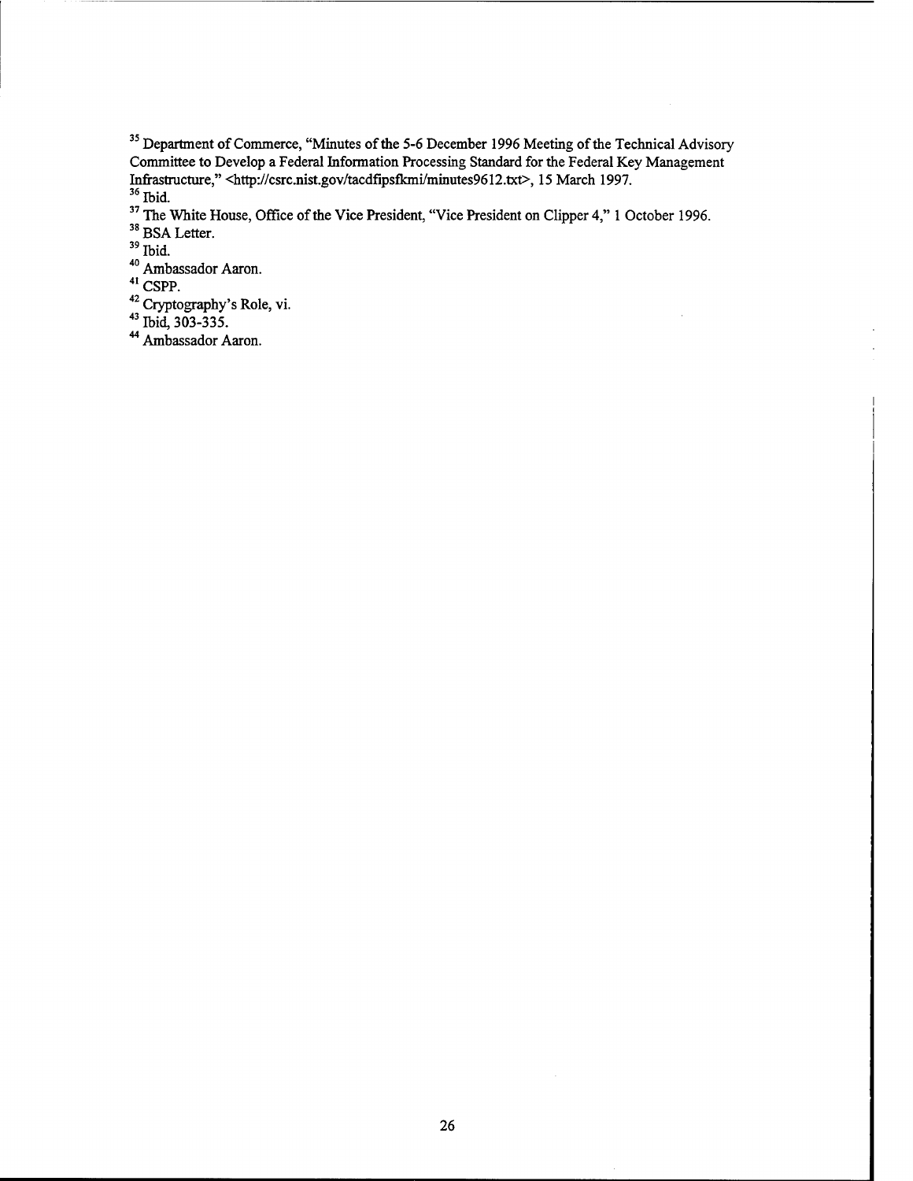[35] Department of Commerce, "Minutes of the 5-6 December 1996 Meeting of the Technical Advisory Committee to Develop a Federal Information Processing Standard for the Federal Key Management Infrastructure," <http://csrc.nist.gov/tacdfipsfkmi/minutes9612.txt>, 15 March 1997.

[36] Ibid.

[37] The White House, Office of the Vice President, "Vice President on Clipper 4," 1 October 1996.

[38] BSA Letter.

[39] Ibid.

[40] Ambassador Aaron.

[41] CSPP.

[42] Cryptography's Role, vi.

[43] Ibid, 303-335.

[44] Ambassador Aaron.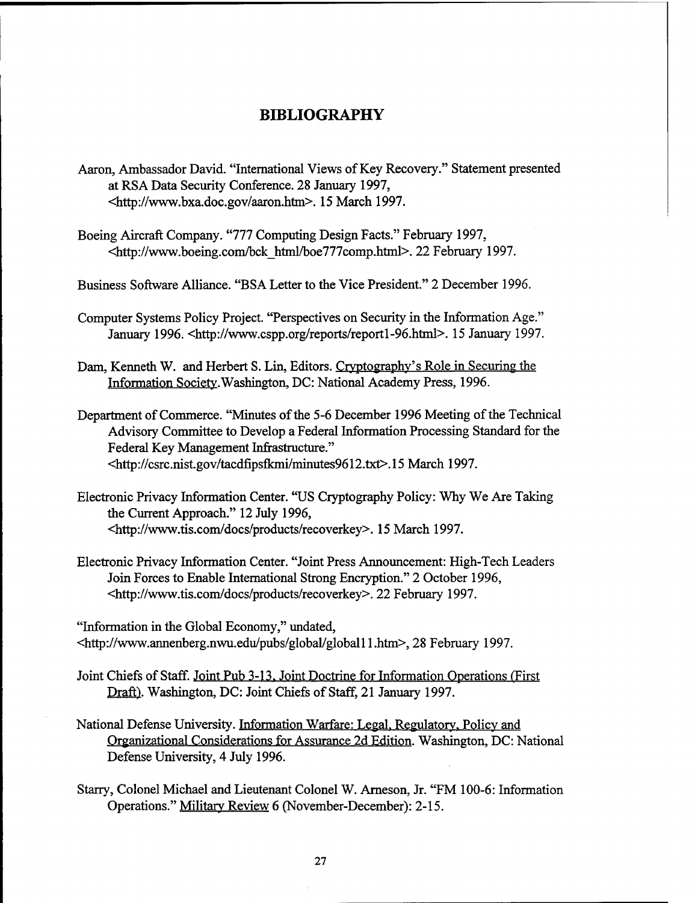# BIBLIOGRAPHY

Aaron, Ambassador David. "International Views of Key Recovery." Statement presented at RSA Data Security Conference. 28 January 1997, <http://www.bxa.doc.gov/aaron.htm>. 15 March 1997.

Boeing Aircraft Company. "777 Computing Design Facts." February 1997, <http://www.boeing.com/bck_html/boe777comp.html>. 22 February 1997.

Business Software Alliance. "BSA Letter to the Vice President." 2 December 1996.

Computer Systems Policy Project. "Perspectives on Security in the Information Age." January 1996. <http://www.cspp.org/reports/report1-96.html>. 15 January 1997.

Dam, Kenneth W. and Herbert S. Lin, Editors. Cryptography's Role in Securing the Information Society. Washington, DC: National Academy Press, 1996.

Department of Commerce. "Minutes of the 5-6 December 1996 Meeting of the Technical Advisory Committee to Develop a Federal Information Processing Standard for the Federal Key Management Infrastructure." <http://csrc.nist.gov/tacdfipsfkmi/minutes9612.txt>.15 March 1997.

Electronic Privacy Information Center. "US Cryptography Policy: Why We Are Taking the Current Approach." 12 July 1996, <http://www.tis.com/docs/products/recoverkey>. 15 March 1997.

Electronic Privacy Information Center. "Joint Press Announcement: High-Tech Leaders Join Forces to Enable International Strong Encryption." 2 October 1996, <http://www.tis.com/docs/products/recoverkey>. 22 February 1997.

"Information in the Global Economy," undated, <http://www.annenberg.nwu.edu/pubs/global/global11.htm>, 28 February 1997.

Joint Chiefs of Staff. Joint Pub 3-13, Joint Doctrine for Information Operations (First Draft). Washington, DC: Joint Chiefs of Staff, 21 January 1997.

National Defense University. Information Warfare: Legal, Regulatory, Policy and Organizational Considerations for Assurance 2d Edition. Washington, DC: National Defense University, 4 July 1996.

Starry, Colonel Michael and Lieutenant Colonel W. Arneson, Jr. "FM 100-6: Information Operations." Military Review 6 (November-December): 2-15.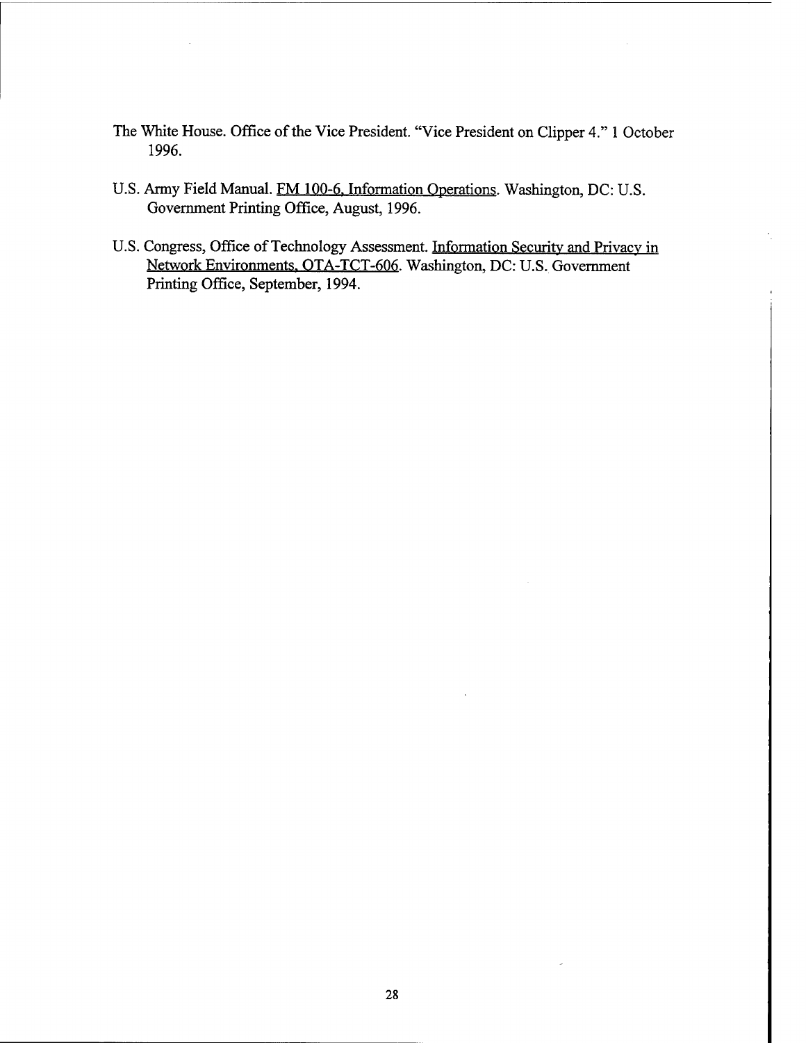The White House. Office of the Vice President. "Vice President on Clipper 4." 1 October 1996.

U.S. Army Field Manual. FM 100-6, Information Operations. Washington, DC: U.S. Government Printing Office, August, 1996.

U.S. Congress, Office of Technology Assessment. Information Security and Privacy in Network Environments, OTA-TCT-606. Washington, DC: U.S. Government Printing Office, September, 1994.